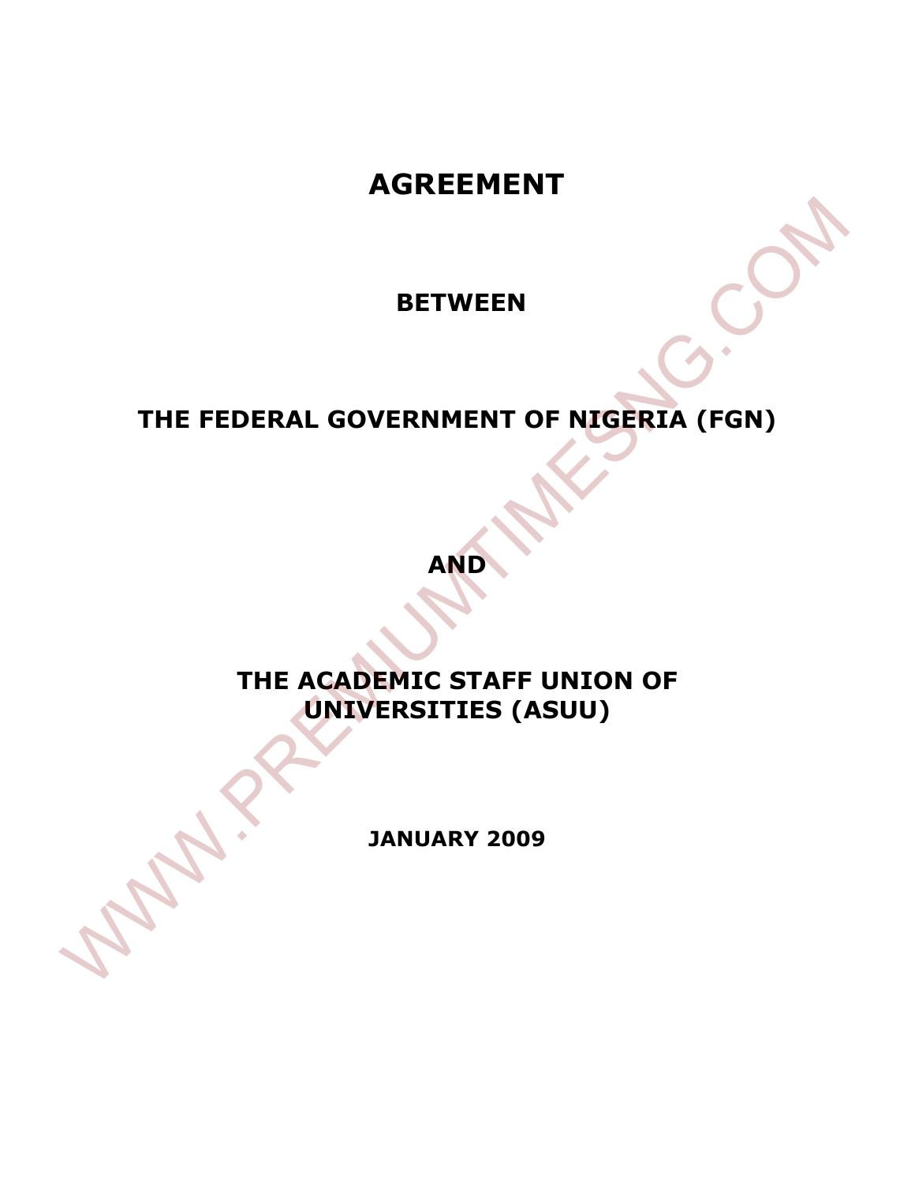# AGREEMENT

## BETWEEN

## THE FEDERAL GOVERNMENT OF NIGERIA (FGN)

## AND

## THE ACADEMIC STAFF UNION OF UNIVERSITIES (ASUU)

**JANUARY 2009**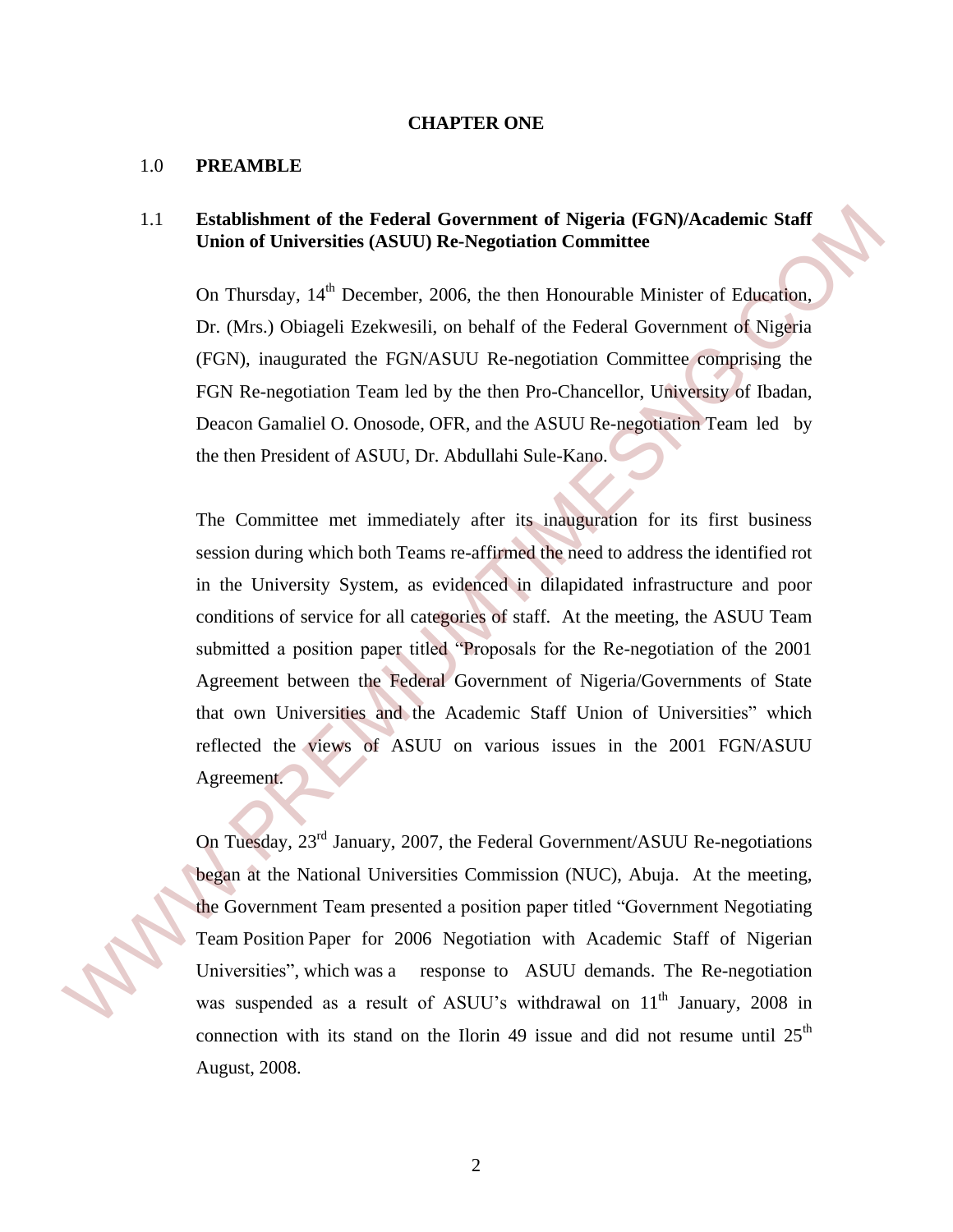# CHAPTER ONE

## 1.0 PREAMBLE

### 1.1 Establishment of the Federal Government of Nigeria (FGN)/Academic Staff Union of Universities (ASUU) Re-Negotiation Committee

On Thursday, 14th December, 2006, the then Honourable Minister of Education, Dr. (Mrs.) Obiageli Ezekwesili, on behalf of the Federal Government of Nigeria (FGN), inaugurated the FGN/ASUU Re-negotiation Committee comprising the FGN Re-negotiation Team led by the then Pro-Chancellor, University of Ibadan, Deacon Gamaliel O. Onosode, OFR, and the ASUU Re-negotiation Team led by the then President of ASUU, Dr. Abdullahi Sule-Kano.

The Committee met immediately after its inauguration for its first business session during which both Teams re-affirmed the need to address the identified rot in the University System, as evidenced in dilapidated infrastructure and poor conditions of service for all categories of staff. At the meeting, the ASUU Team submitted a position paper titled "Proposals for the Re-negotiation of the 2001 Agreement between the Federal Government of Nigeria/Governments of State that own Universities and the Academic Staff Union of Universities" which reflected the views of ASUU on various issues in the 2001 FGN/ASUU Agreement.

On Tuesday, 23rd January, 2007, the Federal Government/ASUU Re-negotiations began at the National Universities Commission (NUC), Abuja. At the meeting, the Government Team presented a position paper titled "Government Negotiating Team Position Paper for 2006 Negotiation with Academic Staff of Nigerian Universities", which was a response to ASUU demands. The Re-negotiation was suspended as a result of ASUU's withdrawal on 11th January, 2008 in connection with its stand on the Ilorin 49 issue and did not resume until 25th August, 2008.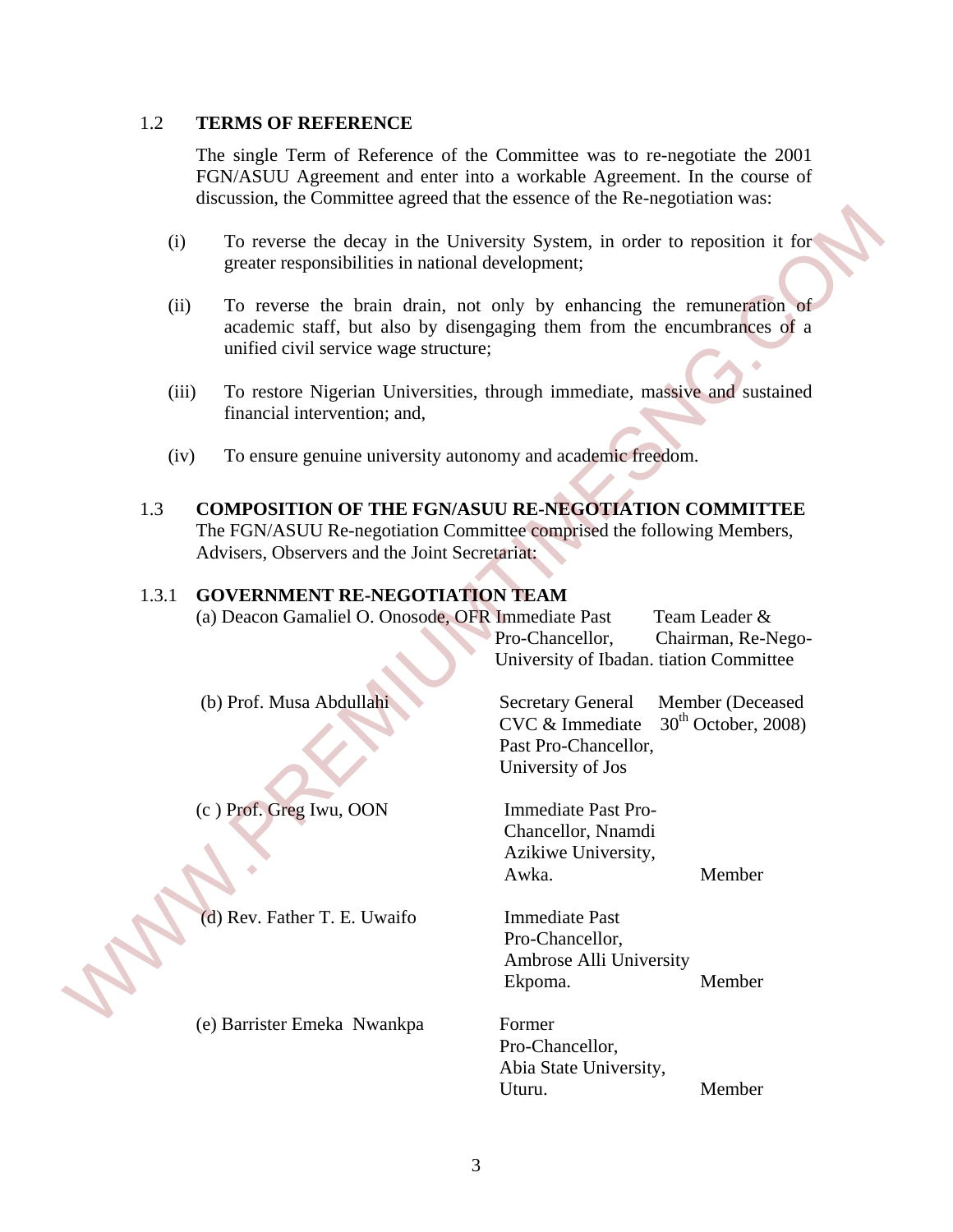## 1.2 TERMS OF REFERENCE

The single Term of Reference of the Committee was to re-negotiate the 2001 FGN/ASUU Agreement and enter into a workable Agreement. In the course of discussion, the Committee agreed that the essence of the Re-negotiation was:

(i) To reverse the decay in the University System, in order to reposition it for greater responsibilities in national development;

(ii) To reverse the brain drain, not only by enhancing the remuneration of academic staff, but also by disengaging them from the encumbrances of a unified civil service wage structure;

(iii) To restore Nigerian Universities, through immediate, massive and sustained financial intervention; and,

(iv) To ensure genuine university autonomy and academic freedom.

## 1.3 COMPOSITION OF THE FGN/ASUU RE-NEGOTIATION COMMITTEE

The FGN/ASUU Re-negotiation Committee comprised the following Members, Advisers, Observers and the Joint Secretariat:

### 1.3.1 GOVERNMENT RE-NEGOTIATION TEAM

| Name | Position | Role |
|---|---|---|
| (a) Deacon Gamaliel O. Onosode, OFR | Immediate Past Pro-Chancellor, University of Ibadan. | Team Leader & Chairman, Re-Negotiation Committee |
| (b) Prof. Musa Abdullahi | Secretary General CVC & Immediate Past Pro-Chancellor, University of Jos | Member (Deceased 30th October, 2008) |
| (c ) Prof. Greg Iwu, OON | Immediate Past Pro-Chancellor, Nnamdi Azikiwe University, Awka. | Member |
| (d) Rev. Father T. E. Uwaifo | Immediate Past Pro-Chancellor, Ambrose Alli University Ekpoma. | Member |
| (e) Barrister Emeka Nwankpa | Former Pro-Chancellor, Abia State University, Uturu. | Member |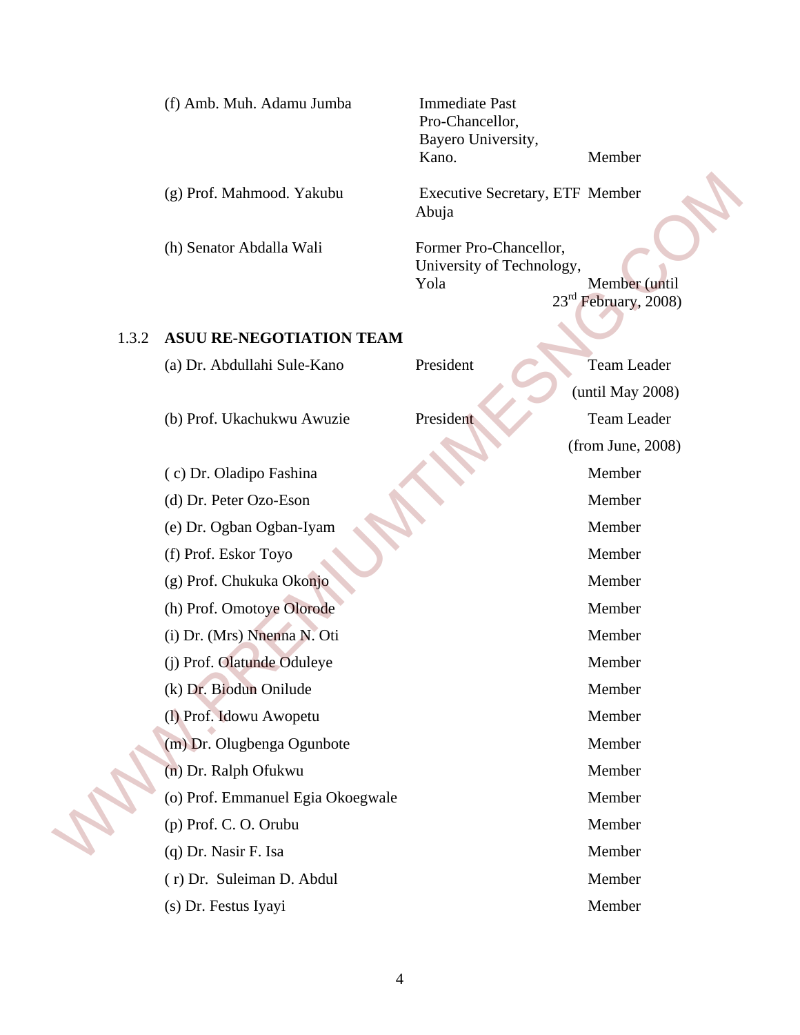| | | |
|---|---|---|
| (f) Amb. Muh. Adamu Jumba | Immediate Past Pro-Chancellor, Bayero University, Kano. | Member |
| (g) Prof. Mahmood. Yakubu | Executive Secretary, ETF Abuja | Member |
| (h) Senator Abdalla Wali | Former Pro-Chancellor, University of Technology, Yola | Member (until 23rd February, 2008) |

### 1.3.2 ASUU RE-NEGOTIATION TEAM

| | | |
|---|---|---|
| (a) Dr. Abdullahi Sule-Kano | President | Team Leader (until May 2008) |
| (b) Prof. Ukachukwu Awuzie | President | Team Leader (from June, 2008) |
| ( c) Dr. Oladipo Fashina | | Member |
| (d) Dr. Peter Ozo-Eson | | Member |
| (e) Dr. Ogban Ogban-Iyam | | Member |
| (f) Prof. Eskor Toyo | | Member |
| (g) Prof. Chukuka Okonjo | | Member |
| (h) Prof. Omotoye Olorode | | Member |
| (i) Dr. (Mrs) Nnenna N. Oti | | Member |
| (j) Prof. Olatunde Oduleye | | Member |
| (k) Dr. Biodun Onilude | | Member |
| (l) Prof. Idowu Awopetu | | Member |
| (m) Dr. Olugbenga Ogunbote | | Member |
| (n) Dr. Ralph Ofukwu | | Member |
| (o) Prof. Emmanuel Egia Okoegwale | | Member |
| (p) Prof. C. O. Orubu | | Member |
| (q) Dr. Nasir F. Isa | | Member |
| ( r) Dr. Suleiman D. Abdul | | Member |
| (s) Dr. Festus Iyayi | | Member |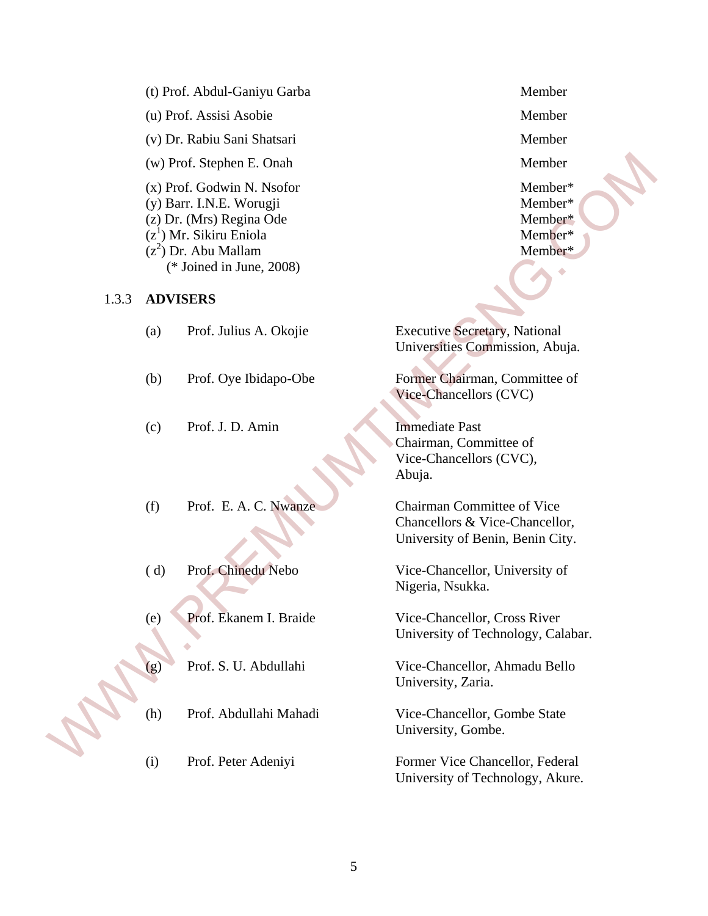(t) Prof. Abdul-Ganiyu Garba — Member

(u) Prof. Assisi Asobie — Member

(v) Dr. Rabiu Sani Shatsari — Member

(w) Prof. Stephen E. Onah — Member

(x) Prof. Godwin N. Nsofor — Member*
(y) Barr. I.N.E. Worugji — Member*
(z) Dr. (Mrs) Regina Ode — Member*
($z^1$) Mr. Sikiru Eniola — Member*
($z^2$) Dr. Abu Mallam — Member*
(* Joined in June, 2008)

### 1.3.3 ADVISERS

| | | |
|---|---|---|
| (a) | Prof. Julius A. Okojie | Executive Secretary, National Universities Commission, Abuja. |
| (b) | Prof. Oye Ibidapo-Obe | Former Chairman, Committee of Vice-Chancellors (CVC) |
| (c) | Prof. J. D. Amin | Immediate Past Chairman, Committee of Vice-Chancellors (CVC), Abuja. |
| (f) | Prof. E. A. C. Nwanze | Chairman Committee of Vice Chancellors & Vice-Chancellor, University of Benin, Benin City. |
| ( d) | Prof. Chinedu Nebo | Vice-Chancellor, University of Nigeria, Nsukka. |
| (e) | Prof. Ekanem I. Braide | Vice-Chancellor, Cross River University of Technology, Calabar. |
| (g) | Prof. S. U. Abdullahi | Vice-Chancellor, Ahmadu Bello University, Zaria. |
| (h) | Prof. Abdullahi Mahadi | Vice-Chancellor, Gombe State University, Gombe. |
| (i) | Prof. Peter Adeniyi | Former Vice Chancellor, Federal University of Technology, Akure. |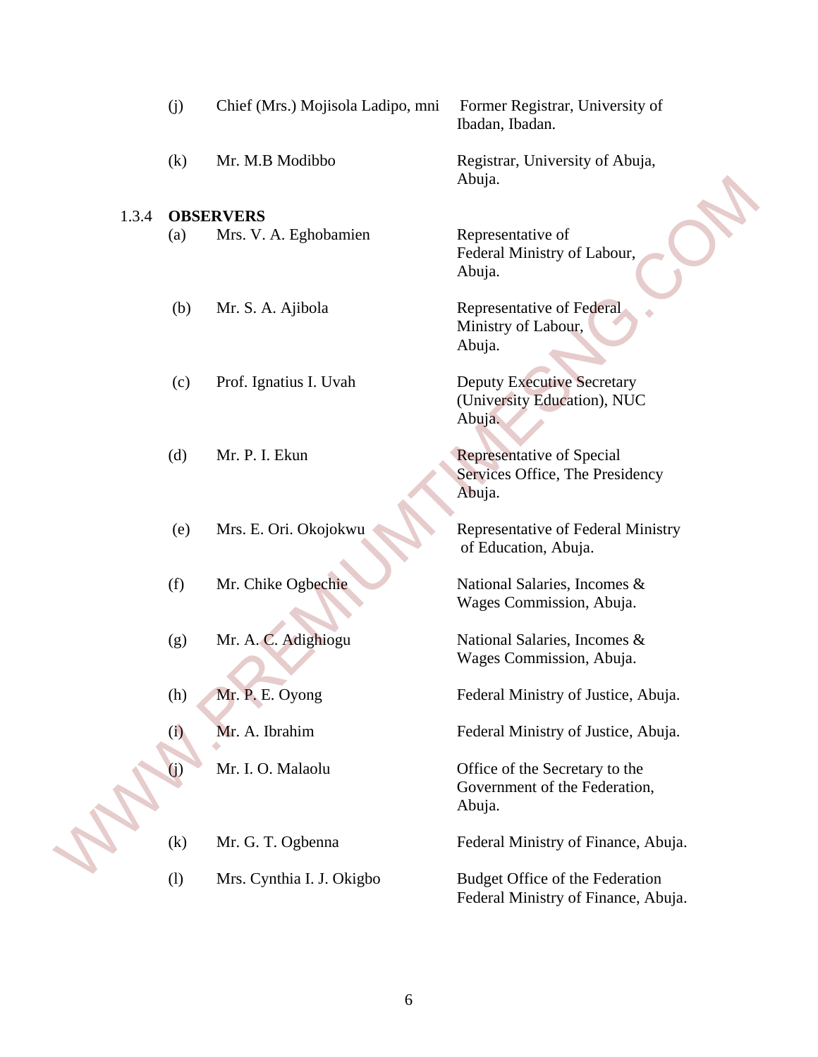(j) Chief (Mrs.) Mojisola Ladipo, mni — Former Registrar, University of Ibadan, Ibadan.

(k) Mr. M.B Modibbo — Registrar, University of Abuja, Abuja.

1.3.4 **OBSERVERS**

(a) Mrs. V. A. Eghobamien — Representative of Federal Ministry of Labour, Abuja.

(b) Mr. S. A. Ajibola — Representative of Federal Ministry of Labour, Abuja.

(c) Prof. Ignatius I. Uvah — Deputy Executive Secretary (University Education), NUC Abuja.

(d) Mr. P. I. Ekun — Representative of Special Services Office, The Presidency Abuja.

(e) Mrs. E. Ori. Okojokwu — Representative of Federal Ministry of Education, Abuja.

(f) Mr. Chike Ogbechie — National Salaries, Incomes & Wages Commission, Abuja.

(g) Mr. A. C. Adighiogu — National Salaries, Incomes & Wages Commission, Abuja.

(h) Mr. P. E. Oyong — Federal Ministry of Justice, Abuja.

(i) Mr. A. Ibrahim — Federal Ministry of Justice, Abuja.

(j) Mr. I. O. Malaolu — Office of the Secretary to the Government of the Federation, Abuja.

(k) Mr. G. T. Ogbenna — Federal Ministry of Finance, Abuja.

(l) Mrs. Cynthia I. J. Okigbo — Budget Office of the Federation Federal Ministry of Finance, Abuja.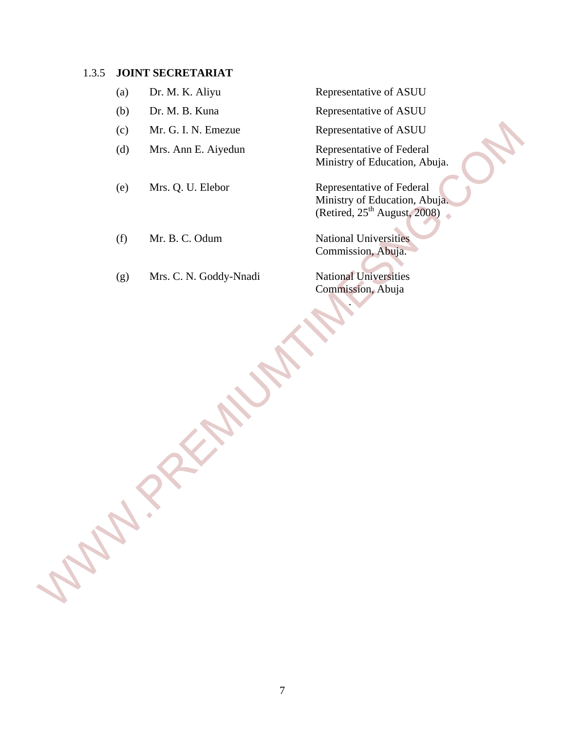### 1.3.5 JOINT SECRETARIAT

(a) Dr. M. K. Aliyu — Representative of ASUU

(b) Dr. M. B. Kuna — Representative of ASUU

(c) Mr. G. I. N. Emezue — Representative of ASUU

(d) Mrs. Ann E. Aiyedun — Representative of Federal Ministry of Education, Abuja.

(e) Mrs. Q. U. Elebor — Representative of Federal Ministry of Education, Abuja. (Retired, 25th August, 2008)

(f) Mr. B. C. Odum — National Universities Commission, Abuja.

(g) Mrs. C. N. Goddy-Nnadi — National Universities Commission, Abuja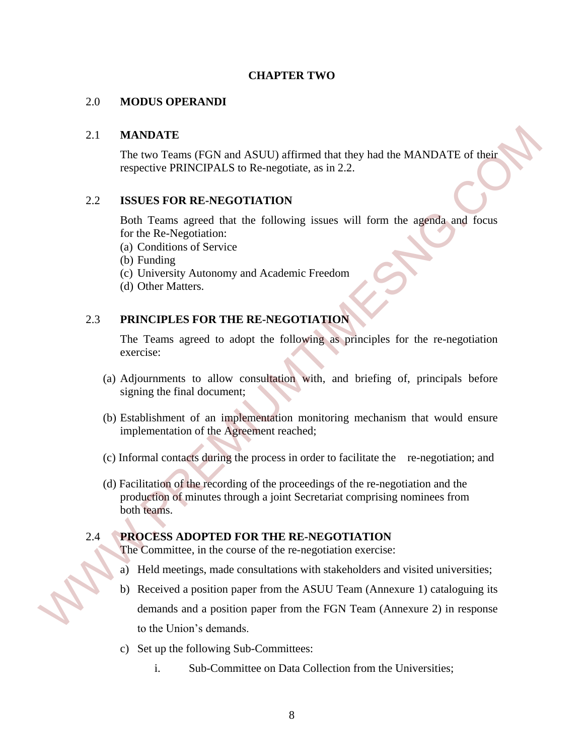# CHAPTER TWO

## 2.0 MODUS OPERANDI

### 2.1 MANDATE

The two Teams (FGN and ASUU) affirmed that they had the MANDATE of their respective PRINCIPALS to Re-negotiate, as in 2.2.

### 2.2 ISSUES FOR RE-NEGOTIATION

Both Teams agreed that the following issues will form the agenda and focus for the Re-Negotiation:

(a) Conditions of Service
(b) Funding
(c) University Autonomy and Academic Freedom
(d) Other Matters.

### 2.3 PRINCIPLES FOR THE RE-NEGOTIATION

The Teams agreed to adopt the following as principles for the re-negotiation exercise:

(a) Adjournments to allow consultation with, and briefing of, principals before signing the final document;

(b) Establishment of an implementation monitoring mechanism that would ensure implementation of the Agreement reached;

(c) Informal contacts during the process in order to facilitate the re-negotiation; and

(d) Facilitation of the recording of the proceedings of the re-negotiation and the production of minutes through a joint Secretariat comprising nominees from both teams.

### 2.4 PROCESS ADOPTED FOR THE RE-NEGOTIATION

The Committee, in the course of the re-negotiation exercise:

a) Held meetings, made consultations with stakeholders and visited universities;
b) Received a position paper from the ASUU Team (Annexure 1) cataloguing its demands and a position paper from the FGN Team (Annexure 2) in response to the Union's demands.
c) Set up the following Sub-Committees:
    i. Sub-Committee on Data Collection from the Universities;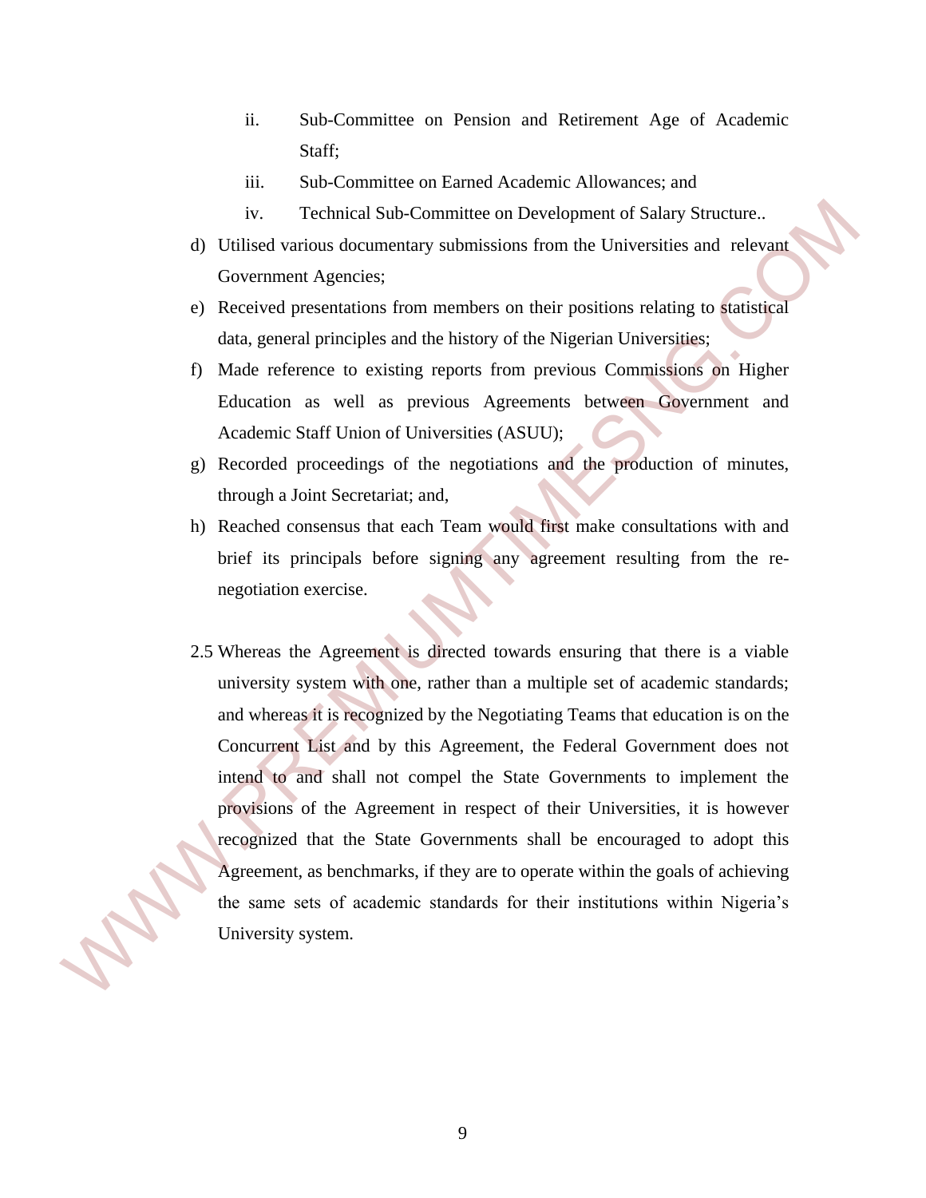ii. Sub-Committee on Pension and Retirement Age of Academic Staff;

iii. Sub-Committee on Earned Academic Allowances; and

iv. Technical Sub-Committee on Development of Salary Structure..

d) Utilised various documentary submissions from the Universities and relevant Government Agencies;

e) Received presentations from members on their positions relating to statistical data, general principles and the history of the Nigerian Universities;

f) Made reference to existing reports from previous Commissions on Higher Education as well as previous Agreements between Government and Academic Staff Union of Universities (ASUU);

g) Recorded proceedings of the negotiations and the production of minutes, through a Joint Secretariat; and,

h) Reached consensus that each Team would first make consultations with and brief its principals before signing any agreement resulting from the re-negotiation exercise.

2.5 Whereas the Agreement is directed towards ensuring that there is a viable university system with one, rather than a multiple set of academic standards; and whereas it is recognized by the Negotiating Teams that education is on the Concurrent List and by this Agreement, the Federal Government does not intend to and shall not compel the State Governments to implement the provisions of the Agreement in respect of their Universities, it is however recognized that the State Governments shall be encouraged to adopt this Agreement, as benchmarks, if they are to operate within the goals of achieving the same sets of academic standards for their institutions within Nigeria's University system.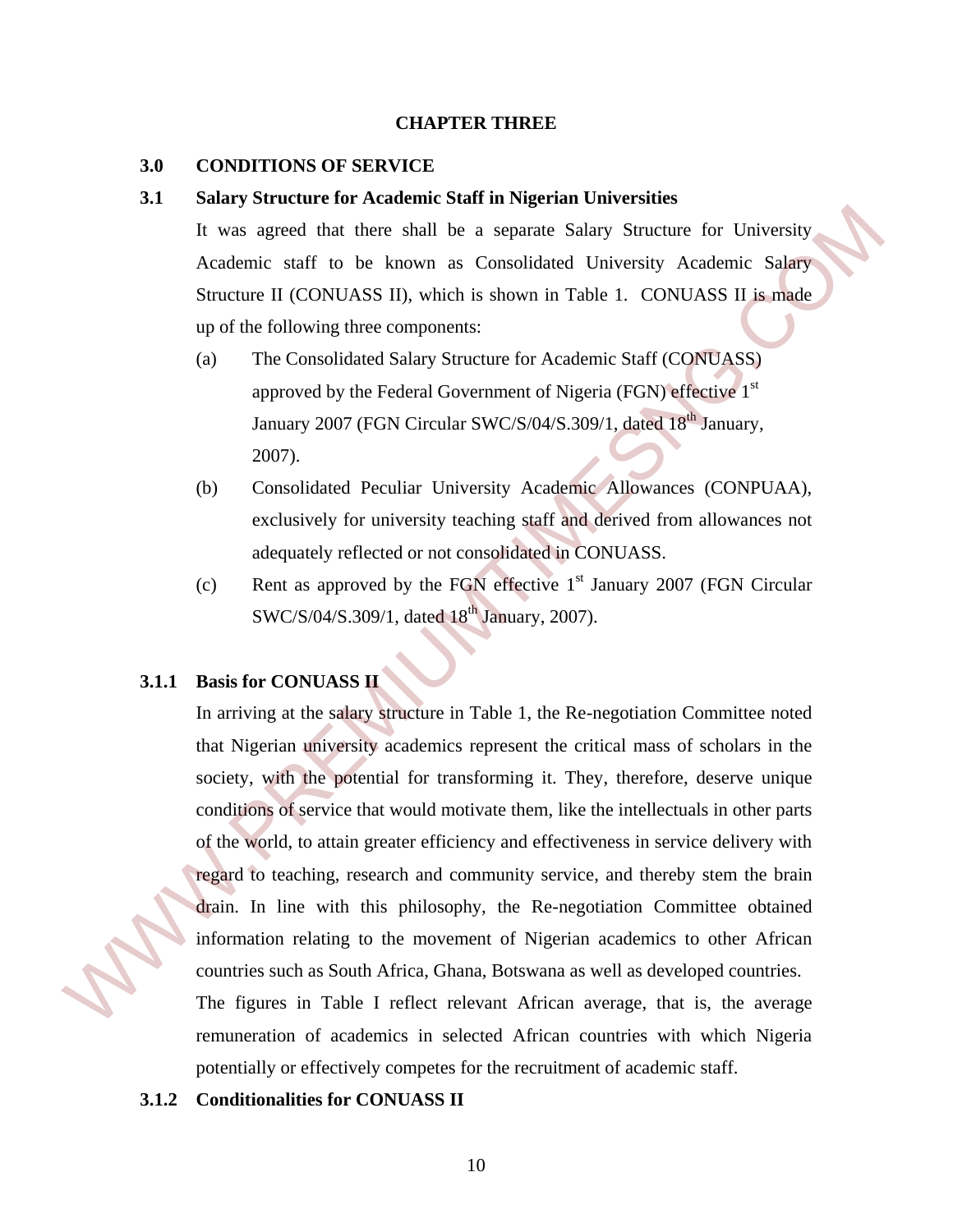# CHAPTER THREE

## 3.0 CONDITIONS OF SERVICE

### 3.1 Salary Structure for Academic Staff in Nigerian Universities

It was agreed that there shall be a separate Salary Structure for University Academic staff to be known as Consolidated University Academic Salary Structure II (CONUASS II), which is shown in Table 1. CONUASS II is made up of the following three components:

(a) The Consolidated Salary Structure for Academic Staff (CONUASS) approved by the Federal Government of Nigeria (FGN) effective 1st January 2007 (FGN Circular SWC/S/04/S.309/1, dated 18th January, 2007).

(b) Consolidated Peculiar University Academic Allowances (CONPUAA), exclusively for university teaching staff and derived from allowances not adequately reflected or not consolidated in CONUASS.

(c) Rent as approved by the FGN effective 1st January 2007 (FGN Circular SWC/S/04/S.309/1, dated 18th January, 2007).

#### 3.1.1 Basis for CONUASS II

In arriving at the salary structure in Table 1, the Re-negotiation Committee noted that Nigerian university academics represent the critical mass of scholars in the society, with the potential for transforming it. They, therefore, deserve unique conditions of service that would motivate them, like the intellectuals in other parts of the world, to attain greater efficiency and effectiveness in service delivery with regard to teaching, research and community service, and thereby stem the brain drain. In line with this philosophy, the Re-negotiation Committee obtained information relating to the movement of Nigerian academics to other African countries such as South Africa, Ghana, Botswana as well as developed countries.

The figures in Table I reflect relevant African average, that is, the average remuneration of academics in selected African countries with which Nigeria potentially or effectively competes for the recruitment of academic staff.

#### 3.1.2 Conditionalities for CONUASS II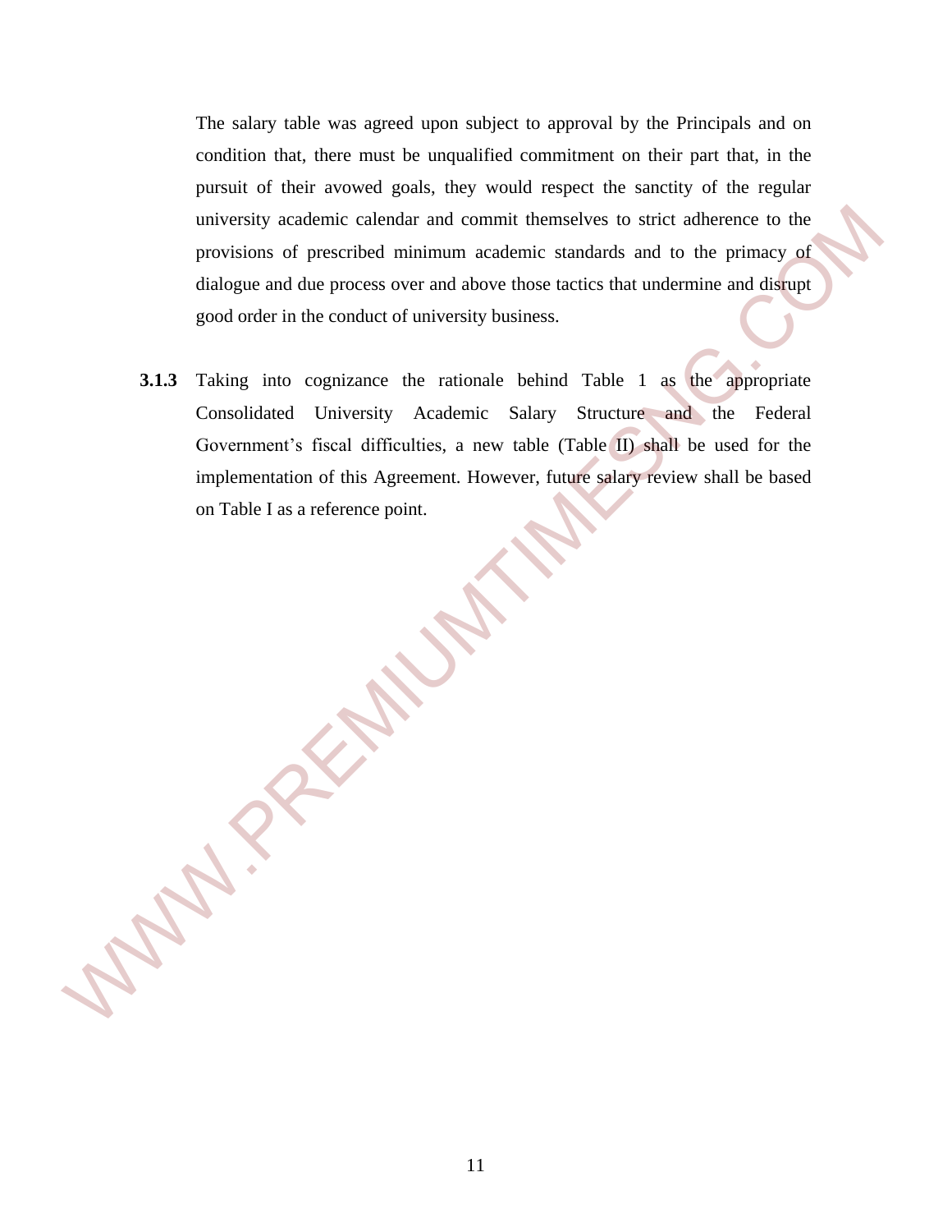The salary table was agreed upon subject to approval by the Principals and on condition that, there must be unqualified commitment on their part that, in the pursuit of their avowed goals, they would respect the sanctity of the regular university academic calendar and commit themselves to strict adherence to the provisions of prescribed minimum academic standards and to the primacy of dialogue and due process over and above those tactics that undermine and disrupt good order in the conduct of university business.

**3.1.3** Taking into cognizance the rationale behind Table 1 as the appropriate Consolidated University Academic Salary Structure and the Federal Government's fiscal difficulties, a new table (Table II) shall be used for the implementation of this Agreement. However, future salary review shall be based on Table I as a reference point.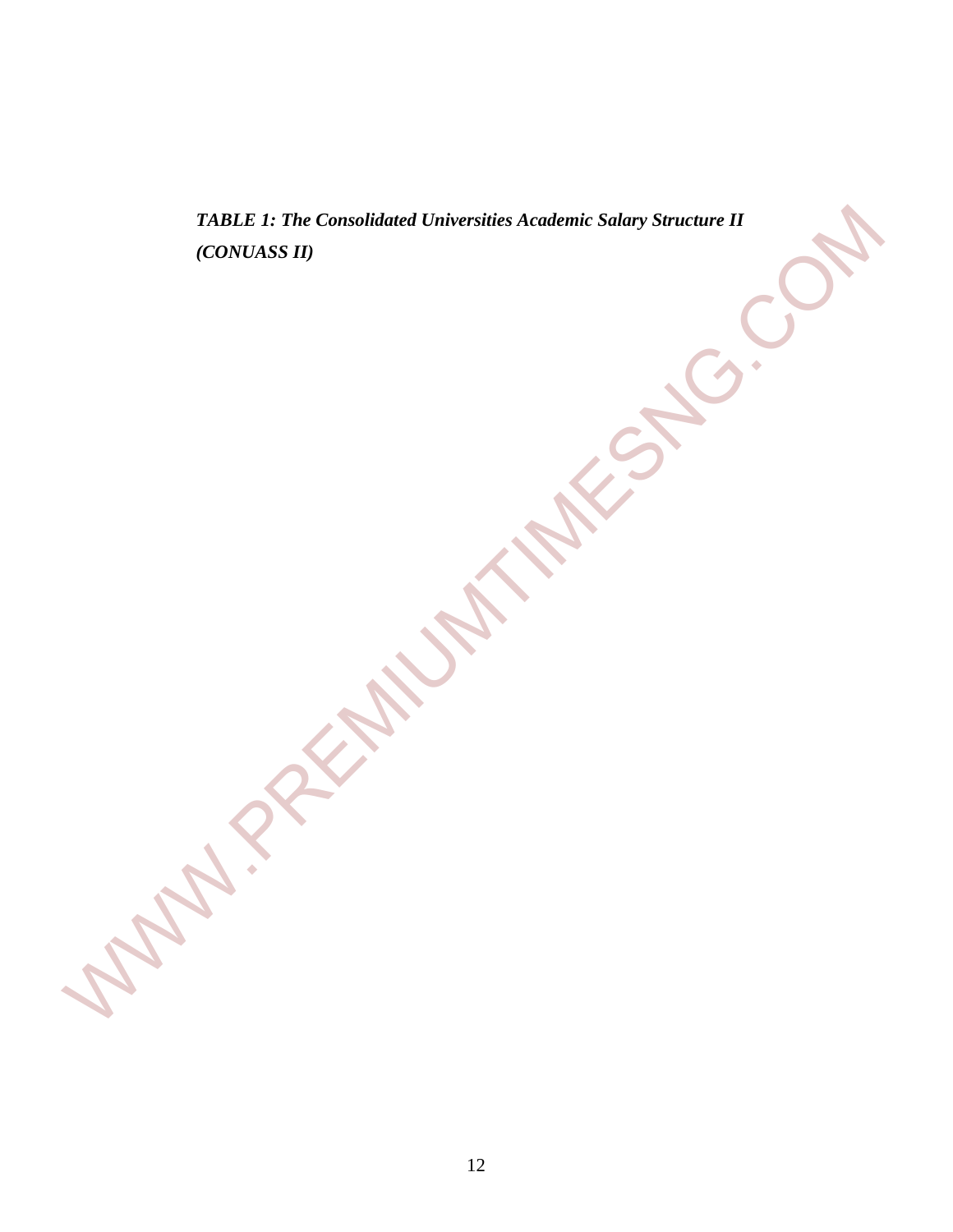***TABLE 1: The Consolidated Universities Academic Salary Structure II (CONUASS II)***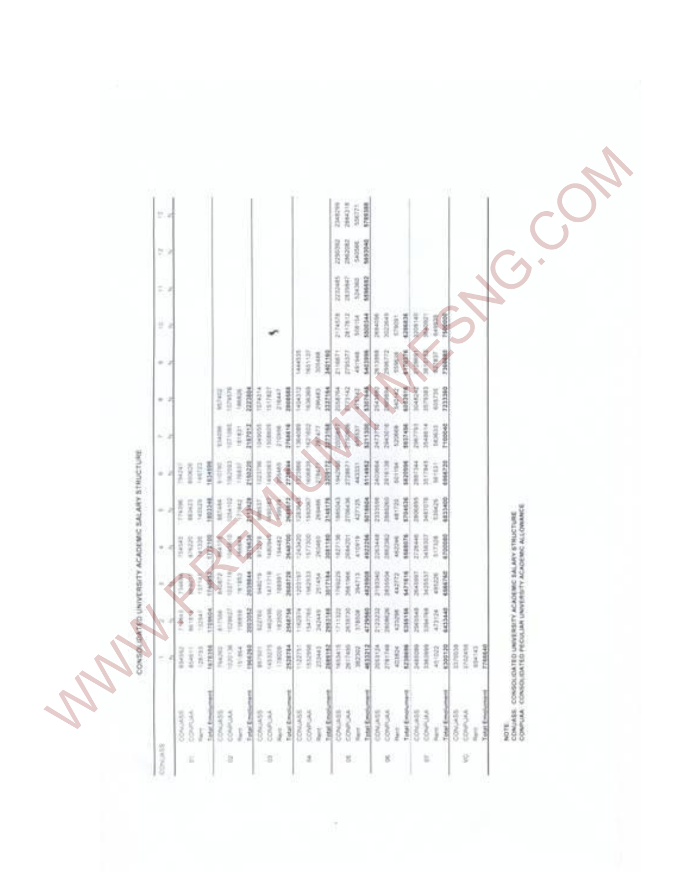# CONSOLIDATED UNIVERSITY ACADEMIC SALARY STRUCTURE

NOTE:

CONUASS: CONSOLIDATED UNIVERSITY ACADEMIC SALARY STRUCTURE

CONPUAA: CONSOLIDATED PECULIAR UNIVERSITY ACADEMIC ALLOWANCE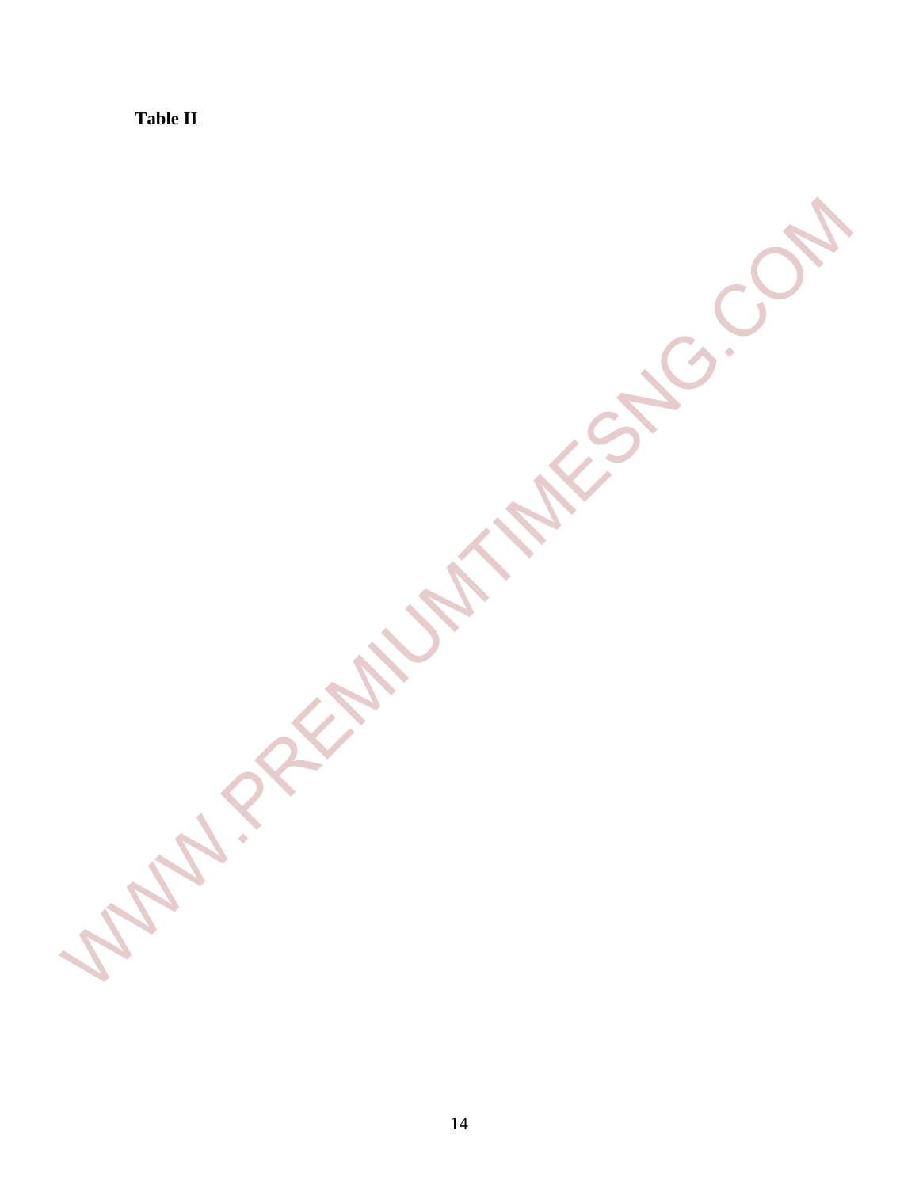**Table II**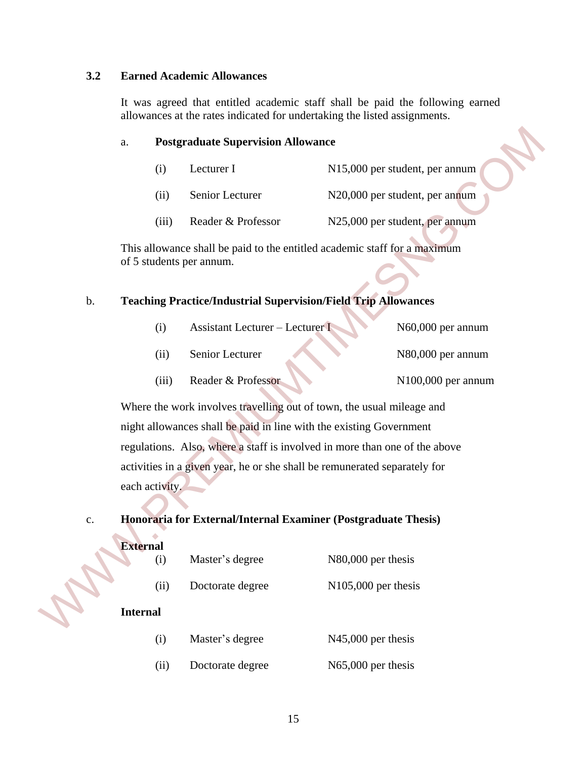### 3.2 Earned Academic Allowances

It was agreed that entitled academic staff shall be paid the following earned allowances at the rates indicated for undertaking the listed assignments.

a. **Postgraduate Supervision Allowance**

| | | |
|---|---|---|
| (i) | Lecturer I | N15,000 per student, per annum |
| (ii) | Senior Lecturer | N20,000 per student, per annum |
| (iii) | Reader & Professor | N25,000 per student, per annum |

This allowance shall be paid to the entitled academic staff for a maximum of 5 students per annum.

b. **Teaching Practice/Industrial Supervision/Field Trip Allowances**

| | | |
|---|---|---|
| (i) | Assistant Lecturer – Lecturer I | N60,000 per annum |
| (ii) | Senior Lecturer | N80,000 per annum |
| (iii) | Reader & Professor | N100,000 per annum |

Where the work involves travelling out of town, the usual mileage and night allowances shall be paid in line with the existing Government regulations. Also, where a staff is involved in more than one of the above activities in a given year, he or she shall be remunerated separately for each activity.

c. **Honoraria for External/Internal Examiner (Postgraduate Thesis)**

**External**

| | | |
|---|---|---|
| (i) | Master's degree | N80,000 per thesis |
| (ii) | Doctorate degree | N105,000 per thesis |

**Internal**

| | | |
|---|---|---|
| (i) | Master's degree | N45,000 per thesis |
| (ii) | Doctorate degree | N65,000 per thesis |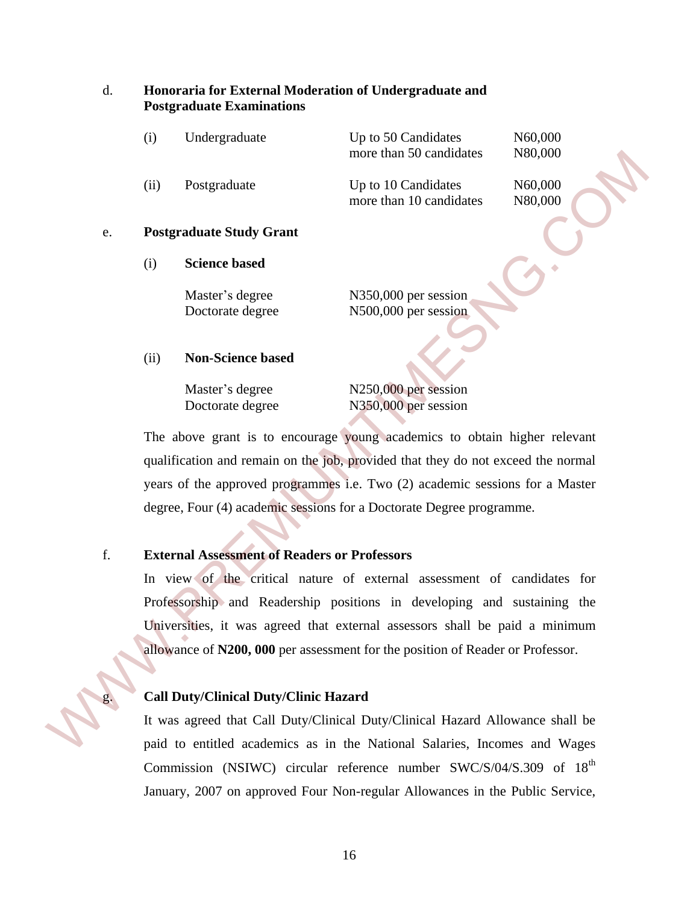d. **Honoraria for External Moderation of Undergraduate and Postgraduate Examinations**

| | | | |
|---|---|---|---|
| (i) | Undergraduate | Up to 50 Candidates | N60,000 |
| | | more than 50 candidates | N80,000 |
| (ii) | Postgraduate | Up to 10 Candidates | N60,000 |
| | | more than 10 candidates | N80,000 |

e. **Postgraduate Study Grant**

(i) **Science based**

| | |
|---|---|
| Master's degree | N350,000 per session |
| Doctorate degree | N500,000 per session |

(ii) **Non-Science based**

| | |
|---|---|
| Master's degree | N250,000 per session |
| Doctorate degree | N350,000 per session |

The above grant is to encourage young academics to obtain higher relevant qualification and remain on the job, provided that they do not exceed the normal years of the approved programmes i.e. Two (2) academic sessions for a Master degree, Four (4) academic sessions for a Doctorate Degree programme.

f. **External Assessment of Readers or Professors**

In view of the critical nature of external assessment of candidates for Professorship and Readership positions in developing and sustaining the Universities, it was agreed that external assessors shall be paid a minimum allowance of **N200, 000** per assessment for the position of Reader or Professor.

g. **Call Duty/Clinical Duty/Clinic Hazard**

It was agreed that Call Duty/Clinical Duty/Clinical Hazard Allowance shall be paid to entitled academics as in the National Salaries, Incomes and Wages Commission (NSIWC) circular reference number SWC/S/04/S.309 of 18th January, 2007 on approved Four Non-regular Allowances in the Public Service,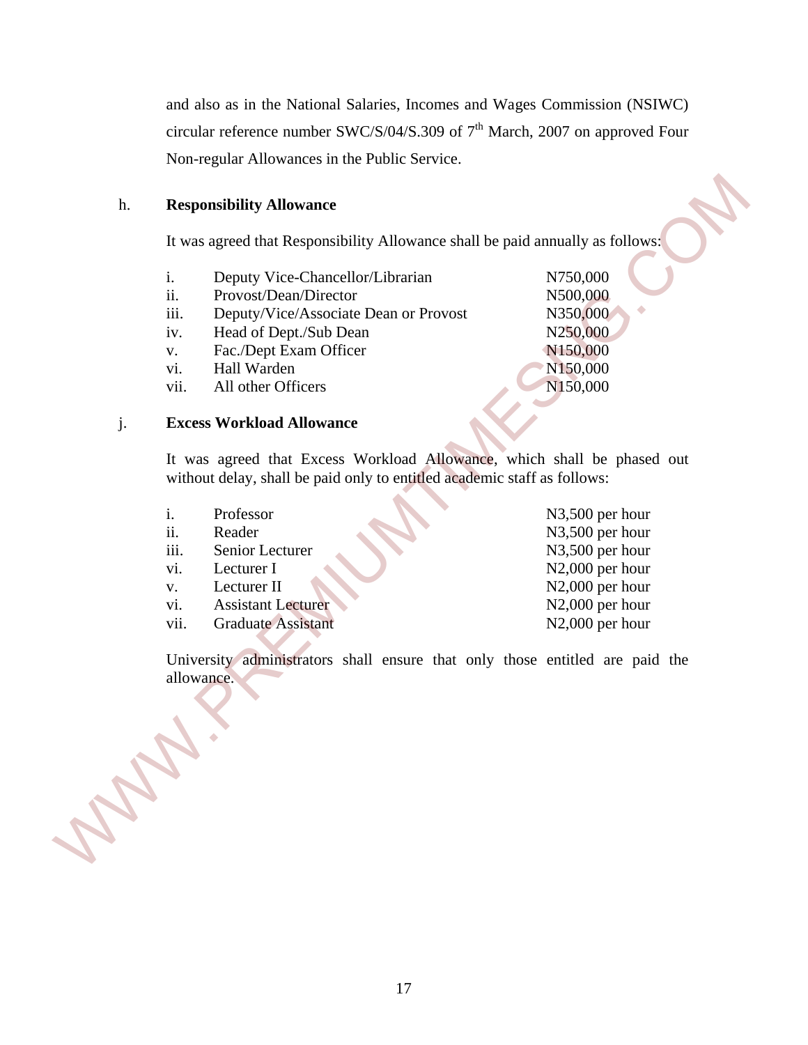and also as in the National Salaries, Incomes and Wages Commission (NSIWC) circular reference number SWC/S/04/S.309 of 7th March, 2007 on approved Four Non-regular Allowances in the Public Service.

h. **Responsibility Allowance**

It was agreed that Responsibility Allowance shall be paid annually as follows:

| | | |
|---|---|---|
| i. | Deputy Vice-Chancellor/Librarian | N750,000 |
| ii. | Provost/Dean/Director | N500,000 |
| iii. | Deputy/Vice/Associate Dean or Provost | N350,000 |
| iv. | Head of Dept./Sub Dean | N250,000 |
| v. | Fac./Dept Exam Officer | N150,000 |
| vi. | Hall Warden | N150,000 |
| vii. | All other Officers | N150,000 |

j. **Excess Workload Allowance**

It was agreed that Excess Workload Allowance, which shall be phased out without delay, shall be paid only to entitled academic staff as follows:

| | | |
|---|---|---|
| i. | Professor | N3,500 per hour |
| ii. | Reader | N3,500 per hour |
| iii. | Senior Lecturer | N3,500 per hour |
| vi. | Lecturer I | N2,000 per hour |
| v. | Lecturer II | N2,000 per hour |
| vi. | Assistant Lecturer | N2,000 per hour |
| vii. | Graduate Assistant | N2,000 per hour |

University administrators shall ensure that only those entitled are paid the allowance.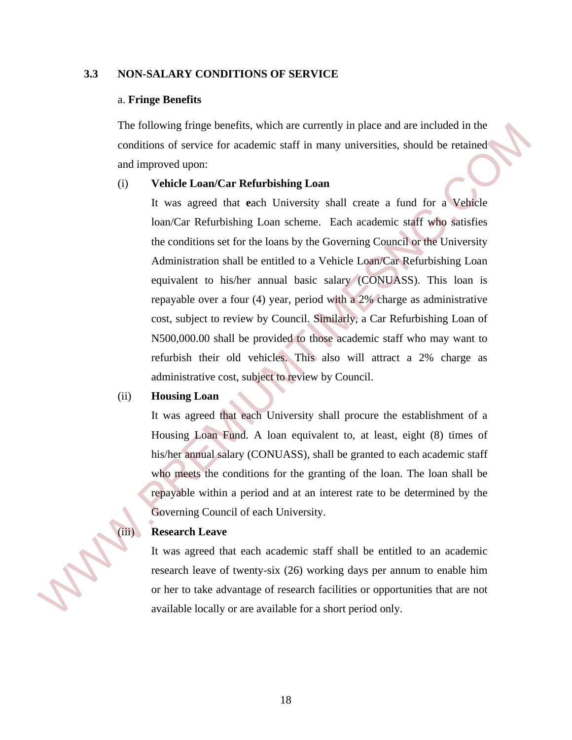### 3.3 NON-SALARY CONDITIONS OF SERVICE

a. **Fringe Benefits**

The following fringe benefits, which are currently in place and are included in the conditions of service for academic staff in many universities, should be retained and improved upon:

(i) **Vehicle Loan/Car Refurbishing Loan**

It was agreed that **e**ach University shall create a fund for a Vehicle loan/Car Refurbishing Loan scheme. Each academic staff who satisfies the conditions set for the loans by the Governing Council or the University Administration shall be entitled to a Vehicle Loan/Car Refurbishing Loan equivalent to his/her annual basic salary (CONUASS). This loan is repayable over a four (4) year, period with a 2% charge as administrative cost, subject to review by Council. Similarly, a Car Refurbishing Loan of N500,000.00 shall be provided to those academic staff who may want to refurbish their old vehicles. This also will attract a 2% charge as administrative cost, subject to review by Council.

(ii) **Housing Loan**

It was agreed that each University shall procure the establishment of a Housing Loan Fund. A loan equivalent to, at least, eight (8) times of his/her annual salary (CONUASS), shall be granted to each academic staff who meets the conditions for the granting of the loan. The loan shall be repayable within a period and at an interest rate to be determined by the Governing Council of each University.

(iii) **Research Leave**

It was agreed that each academic staff shall be entitled to an academic research leave of twenty-six (26) working days per annum to enable him or her to take advantage of research facilities or opportunities that are not available locally or are available for a short period only.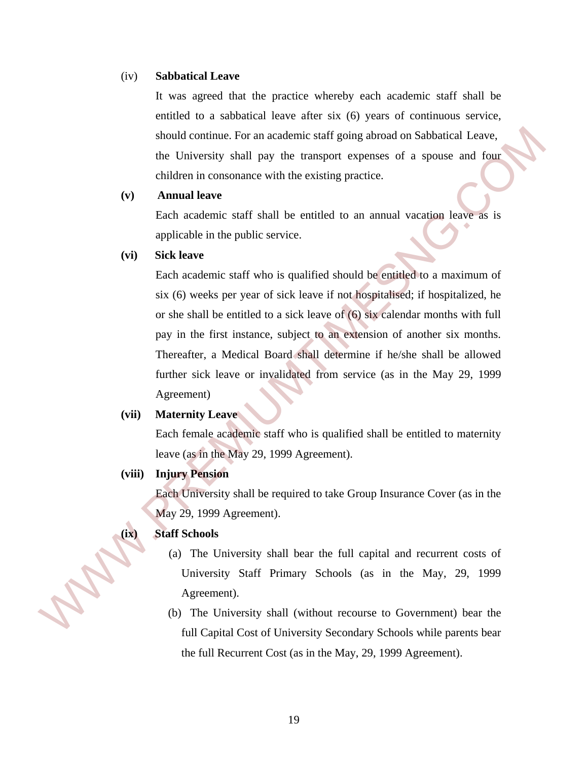(iv) **Sabbatical Leave**

It was agreed that the practice whereby each academic staff shall be entitled to a sabbatical leave after six (6) years of continuous service, should continue. For an academic staff going abroad on Sabbatical Leave, the University shall pay the transport expenses of a spouse and four children in consonance with the existing practice.

**(v) Annual leave**

Each academic staff shall be entitled to an annual vacation leave as is applicable in the public service.

**(vi) Sick leave**

Each academic staff who is qualified should be entitled to a maximum of six (6) weeks per year of sick leave if not hospitalised; if hospitalized, he or she shall be entitled to a sick leave of (6) six calendar months with full pay in the first instance, subject to an extension of another six months. Thereafter, a Medical Board shall determine if he/she shall be allowed further sick leave or invalidated from service (as in the May 29, 1999 Agreement)

**(vii) Maternity Leave**

Each female academic staff who is qualified shall be entitled to maternity leave (as in the May 29, 1999 Agreement).

**(viii) Injury Pension**

Each University shall be required to take Group Insurance Cover (as in the May 29, 1999 Agreement).

**(ix) Staff Schools**

(a) The University shall bear the full capital and recurrent costs of University Staff Primary Schools (as in the May, 29, 1999 Agreement).

(b) The University shall (without recourse to Government) bear the full Capital Cost of University Secondary Schools while parents bear the full Recurrent Cost (as in the May, 29, 1999 Agreement).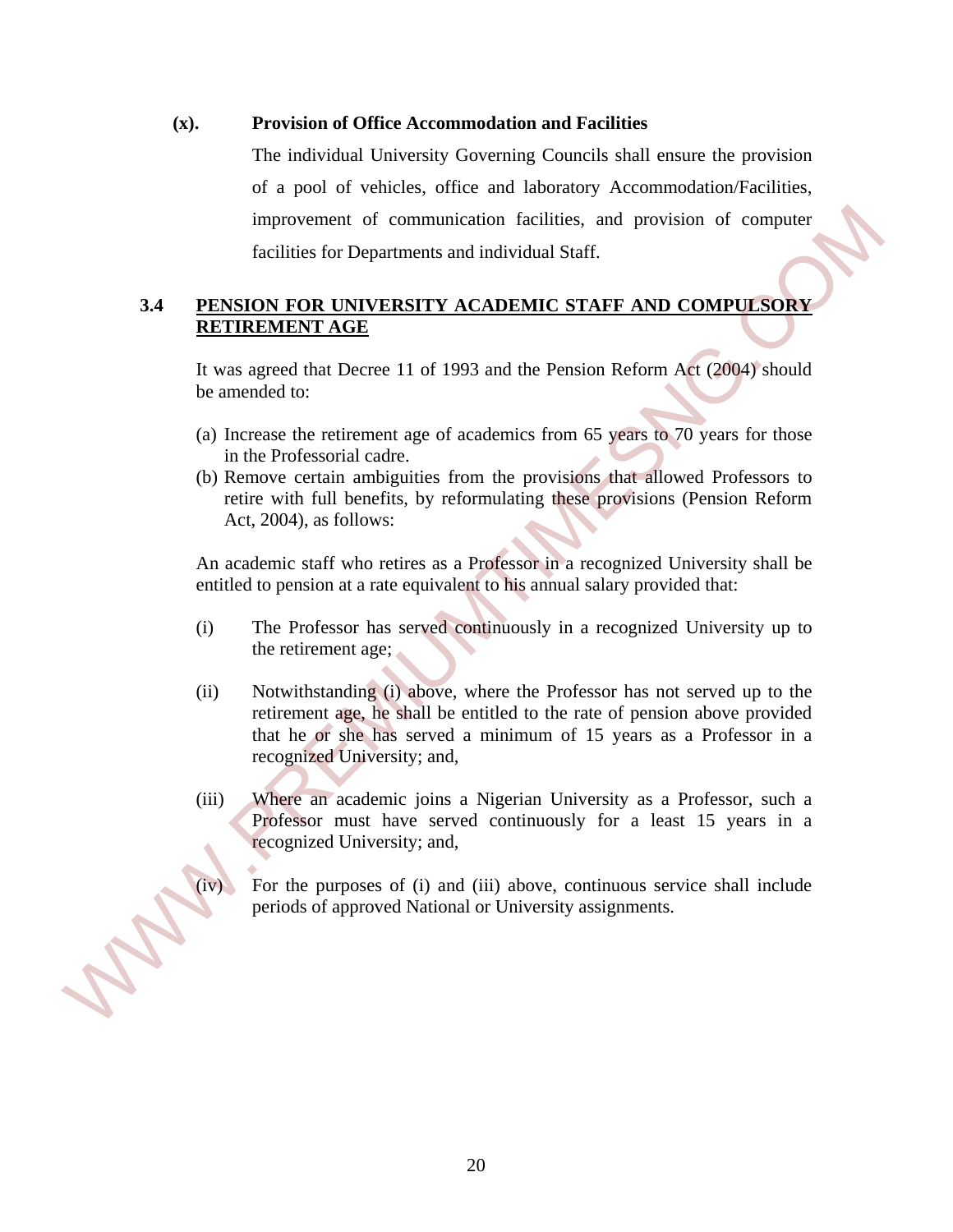**(x). Provision of Office Accommodation and Facilities**

The individual University Governing Councils shall ensure the provision of a pool of vehicles, office and laboratory Accommodation/Facilities, improvement of communication facilities, and provision of computer facilities for Departments and individual Staff.

## 3.4 PENSION FOR UNIVERSITY ACADEMIC STAFF AND COMPULSORY RETIREMENT AGE

It was agreed that Decree 11 of 1993 and the Pension Reform Act (2004) should be amended to:

(a) Increase the retirement age of academics from 65 years to 70 years for those in the Professorial cadre.
(b) Remove certain ambiguities from the provisions that allowed Professors to retire with full benefits, by reformulating these provisions (Pension Reform Act, 2004), as follows:

An academic staff who retires as a Professor in a recognized University shall be entitled to pension at a rate equivalent to his annual salary provided that:

(i) The Professor has served continuously in a recognized University up to the retirement age;

(ii) Notwithstanding (i) above, where the Professor has not served up to the retirement age, he shall be entitled to the rate of pension above provided that he or she has served a minimum of 15 years as a Professor in a recognized University; and,

(iii) Where an academic joins a Nigerian University as a Professor, such a Professor must have served continuously for a least 15 years in a recognized University; and,

(iv) For the purposes of (i) and (iii) above, continuous service shall include periods of approved National or University assignments.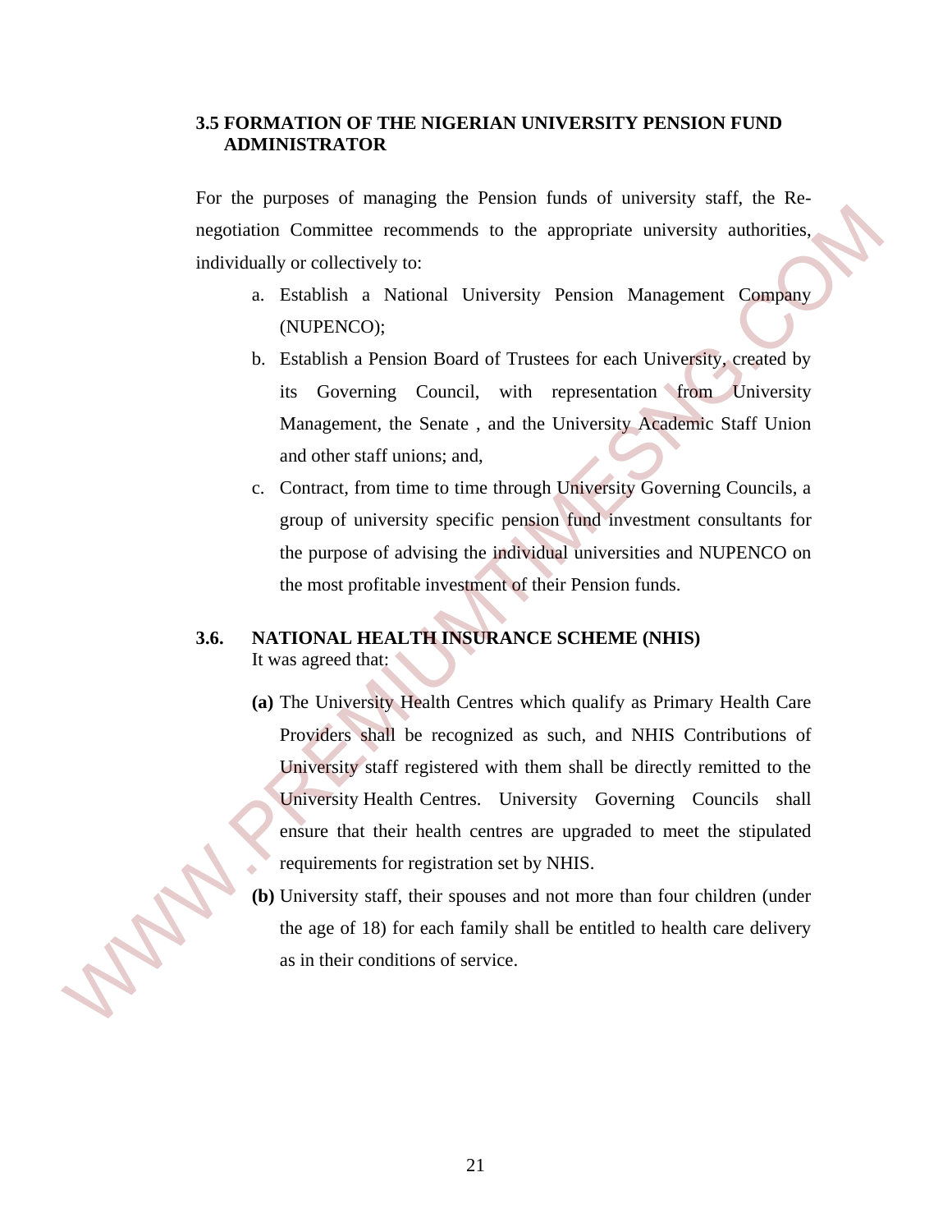### 3.5 FORMATION OF THE NIGERIAN UNIVERSITY PENSION FUND ADMINISTRATOR

For the purposes of managing the Pension funds of university staff, the Re-negotiation Committee recommends to the appropriate university authorities, individually or collectively to:

a. Establish a National University Pension Management Company (NUPENCO);

b. Establish a Pension Board of Trustees for each University, created by its Governing Council, with representation from University Management, the Senate , and the University Academic Staff Union and other staff unions; and,

c. Contract, from time to time through University Governing Councils, a group of university specific pension fund investment consultants for the purpose of advising the individual universities and NUPENCO on the most profitable investment of their Pension funds.

### 3.6. NATIONAL HEALTH INSURANCE SCHEME (NHIS)

It was agreed that:

**(a)** The University Health Centres which qualify as Primary Health Care Providers shall be recognized as such, and NHIS Contributions of University staff registered with them shall be directly remitted to the University Health Centres. University Governing Councils shall ensure that their health centres are upgraded to meet the stipulated requirements for registration set by NHIS.

**(b)** University staff, their spouses and not more than four children (under the age of 18) for each family shall be entitled to health care delivery as in their conditions of service.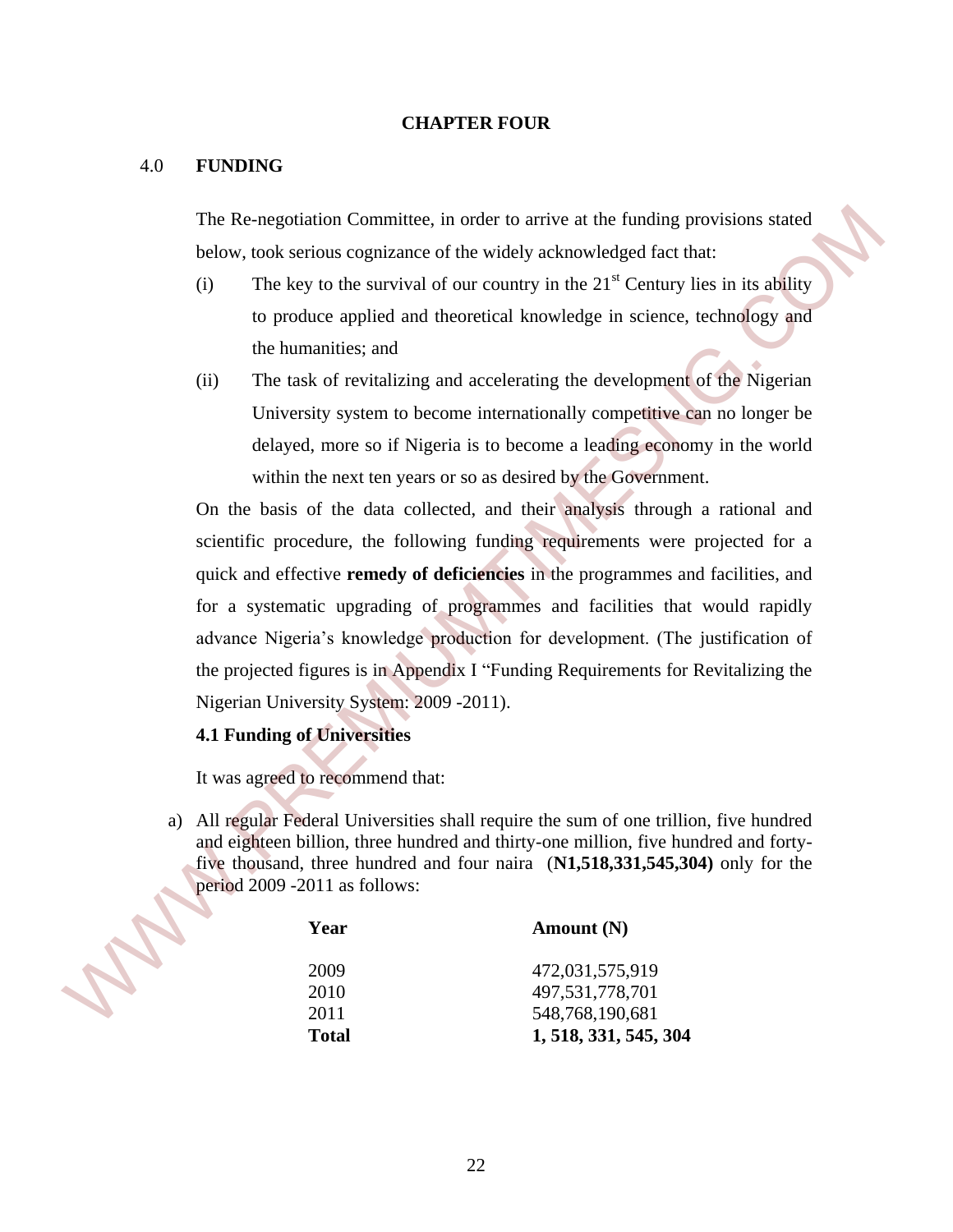# CHAPTER FOUR

## 4.0 FUNDING

The Re-negotiation Committee, in order to arrive at the funding provisions stated below, took serious cognizance of the widely acknowledged fact that:

(i) The key to the survival of our country in the 21st Century lies in its ability to produce applied and theoretical knowledge in science, technology and the humanities; and

(ii) The task of revitalizing and accelerating the development of the Nigerian University system to become internationally competitive can no longer be delayed, more so if Nigeria is to become a leading economy in the world within the next ten years or so as desired by the Government.

On the basis of the data collected, and their analysis through a rational and scientific procedure, the following funding requirements were projected for a quick and effective **remedy of deficiencies** in the programmes and facilities, and for a systematic upgrading of programmes and facilities that would rapidly advance Nigeria's knowledge production for development. (The justification of the projected figures is in Appendix I "Funding Requirements for Revitalizing the Nigerian University System: 2009 -2011).

### 4.1 Funding of Universities

It was agreed to recommend that:

a) All regular Federal Universities shall require the sum of one trillion, five hundred and eighteen billion, three hundred and thirty-one million, five hundred and forty-five thousand, three hundred and four naira (**N1,518,331,545,304)** only for the period 2009 -2011 as follows:

| Year | Amount (N) |
|---|---|
| 2009 | 472,031,575,919 |
| 2010 | 497,531,778,701 |
| 2011 | 548,768,190,681 |
| **Total** | **1, 518, 331, 545, 304** |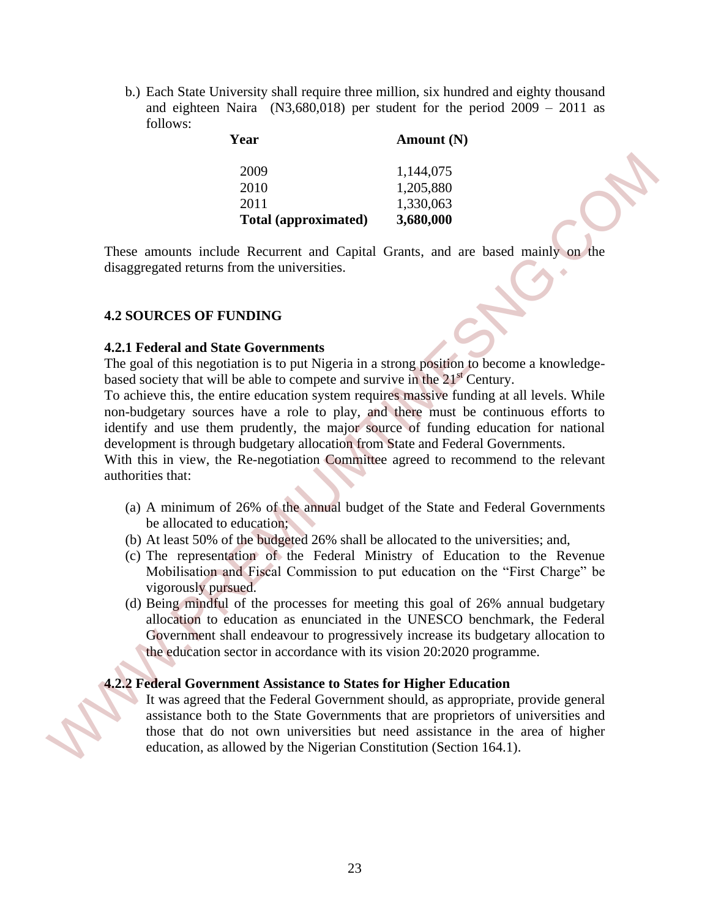b.) Each State University shall require three million, six hundred and eighty thousand and eighteen Naira (N3,680,018) per student for the period 2009 – 2011 as follows:

| Year | Amount (N) |
|---|---|
| 2009 | 1,144,075 |
| 2010 | 1,205,880 |
| 2011 | 1,330,063 |
| **Total (approximated)** | **3,680,000** |

These amounts include Recurrent and Capital Grants, and are based mainly on the disaggregated returns from the universities.

### 4.2 SOURCES OF FUNDING

#### 4.2.1 Federal and State Governments

The goal of this negotiation is to put Nigeria in a strong position to become a knowledge-based society that will be able to compete and survive in the 21st Century.

To achieve this, the entire education system requires massive funding at all levels. While non-budgetary sources have a role to play, and there must be continuous efforts to identify and use them prudently, the major source of funding education for national development is through budgetary allocation from State and Federal Governments.

With this in view, the Re-negotiation Committee agreed to recommend to the relevant authorities that:

(a) A minimum of 26% of the annual budget of the State and Federal Governments be allocated to education;

(b) At least 50% of the budgeted 26% shall be allocated to the universities; and,

(c) The representation of the Federal Ministry of Education to the Revenue Mobilisation and Fiscal Commission to put education on the "First Charge" be vigorously pursued.

(d) Being mindful of the processes for meeting this goal of 26% annual budgetary allocation to education as enunciated in the UNESCO benchmark, the Federal Government shall endeavour to progressively increase its budgetary allocation to the education sector in accordance with its vision 20:2020 programme.

#### 4.2.2 Federal Government Assistance to States for Higher Education

It was agreed that the Federal Government should, as appropriate, provide general assistance both to the State Governments that are proprietors of universities and those that do not own universities but need assistance in the area of higher education, as allowed by the Nigerian Constitution (Section 164.1).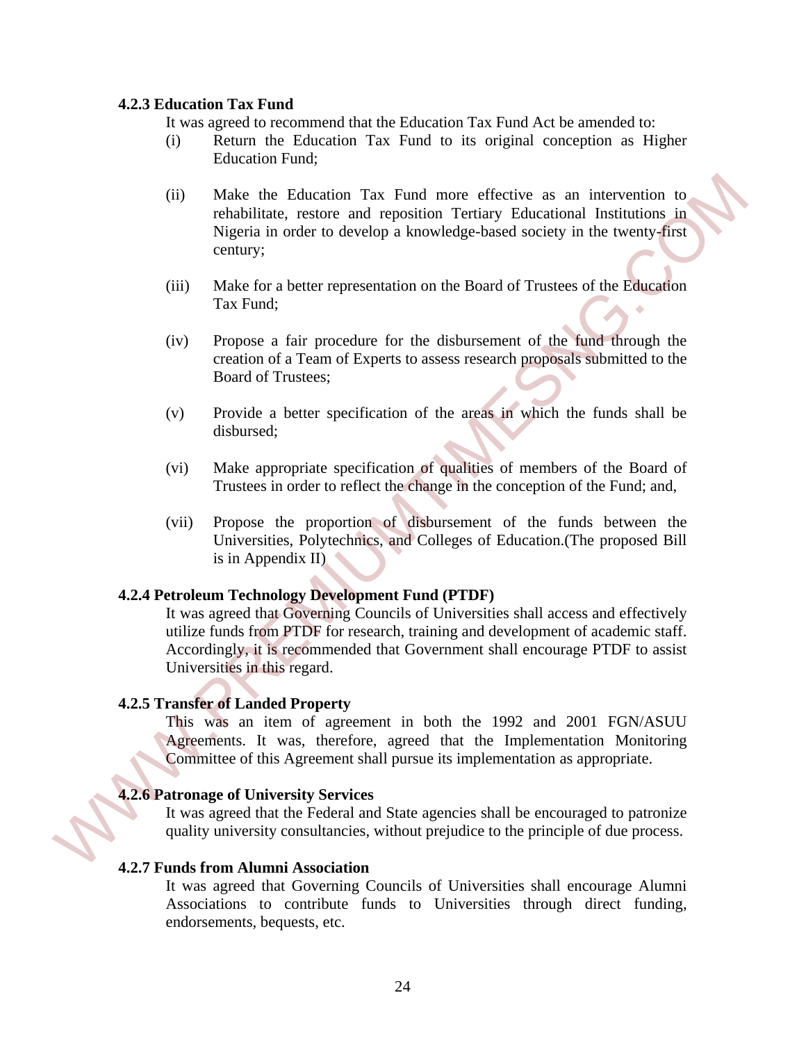#### 4.2.3 Education Tax Fund

It was agreed to recommend that the Education Tax Fund Act be amended to:

(i) Return the Education Tax Fund to its original conception as Higher Education Fund;

(ii) Make the Education Tax Fund more effective as an intervention to rehabilitate, restore and reposition Tertiary Educational Institutions in Nigeria in order to develop a knowledge-based society in the twenty-first century;

(iii) Make for a better representation on the Board of Trustees of the Education Tax Fund;

(iv) Propose a fair procedure for the disbursement of the fund through the creation of a Team of Experts to assess research proposals submitted to the Board of Trustees;

(v) Provide a better specification of the areas in which the funds shall be disbursed;

(vi) Make appropriate specification of qualities of members of the Board of Trustees in order to reflect the change in the conception of the Fund; and,

(vii) Propose the proportion of disbursement of the funds between the Universities, Polytechnics, and Colleges of Education.(The proposed Bill is in Appendix II)

#### 4.2.4 Petroleum Technology Development Fund (PTDF)

It was agreed that Governing Councils of Universities shall access and effectively utilize funds from PTDF for research, training and development of academic staff. Accordingly, it is recommended that Government shall encourage PTDF to assist Universities in this regard.

#### 4.2.5 Transfer of Landed Property

This was an item of agreement in both the 1992 and 2001 FGN/ASUU Agreements. It was, therefore, agreed that the Implementation Monitoring Committee of this Agreement shall pursue its implementation as appropriate.

#### 4.2.6 Patronage of University Services

It was agreed that the Federal and State agencies shall be encouraged to patronize quality university consultancies, without prejudice to the principle of due process.

#### 4.2.7 Funds from Alumni Association

It was agreed that Governing Councils of Universities shall encourage Alumni Associations to contribute funds to Universities through direct funding, endorsements, bequests, etc.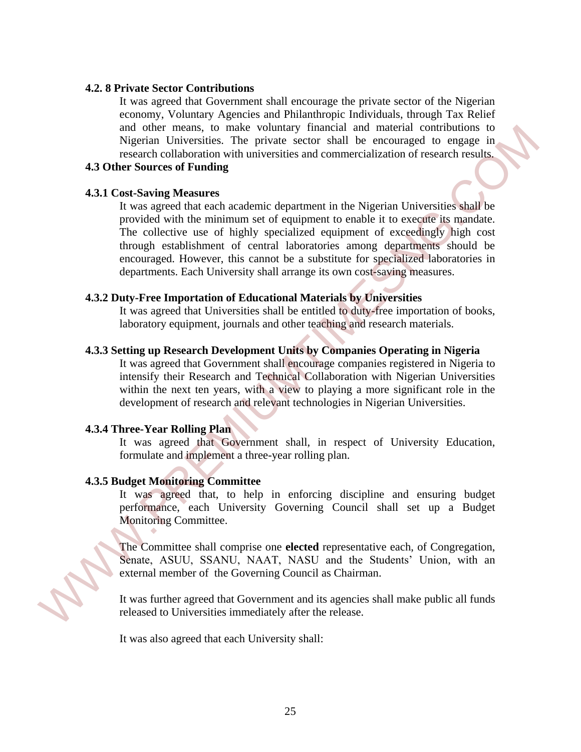#### 4.2. 8 Private Sector Contributions

It was agreed that Government shall encourage the private sector of the Nigerian economy, Voluntary Agencies and Philanthropic Individuals, through Tax Relief and other means, to make voluntary financial and material contributions to Nigerian Universities. The private sector shall be encouraged to engage in research collaboration with universities and commercialization of research results.

### 4.3 Other Sources of Funding

#### 4.3.1 Cost-Saving Measures

It was agreed that each academic department in the Nigerian Universities shall be provided with the minimum set of equipment to enable it to execute its mandate. The collective use of highly specialized equipment of exceedingly high cost through establishment of central laboratories among departments should be encouraged. However, this cannot be a substitute for specialized laboratories in departments. Each University shall arrange its own cost-saving measures.

#### 4.3.2 Duty-Free Importation of Educational Materials by Universities

It was agreed that Universities shall be entitled to duty-free importation of books, laboratory equipment, journals and other teaching and research materials.

#### 4.3.3 Setting up Research Development Units by Companies Operating in Nigeria

It was agreed that Government shall encourage companies registered in Nigeria to intensify their Research and Technical Collaboration with Nigerian Universities within the next ten years, with a view to playing a more significant role in the development of research and relevant technologies in Nigerian Universities.

#### 4.3.4 Three-Year Rolling Plan

It was agreed that Government shall, in respect of University Education, formulate and implement a three-year rolling plan.

#### 4.3.5 Budget Monitoring Committee

It was agreed that, to help in enforcing discipline and ensuring budget performance, each University Governing Council shall set up a Budget Monitoring Committee.

The Committee shall comprise one **elected** representative each, of Congregation, Senate, ASUU, SSANU, NAAT, NASU and the Students' Union, with an external member of the Governing Council as Chairman.

It was further agreed that Government and its agencies shall make public all funds released to Universities immediately after the release.

It was also agreed that each University shall: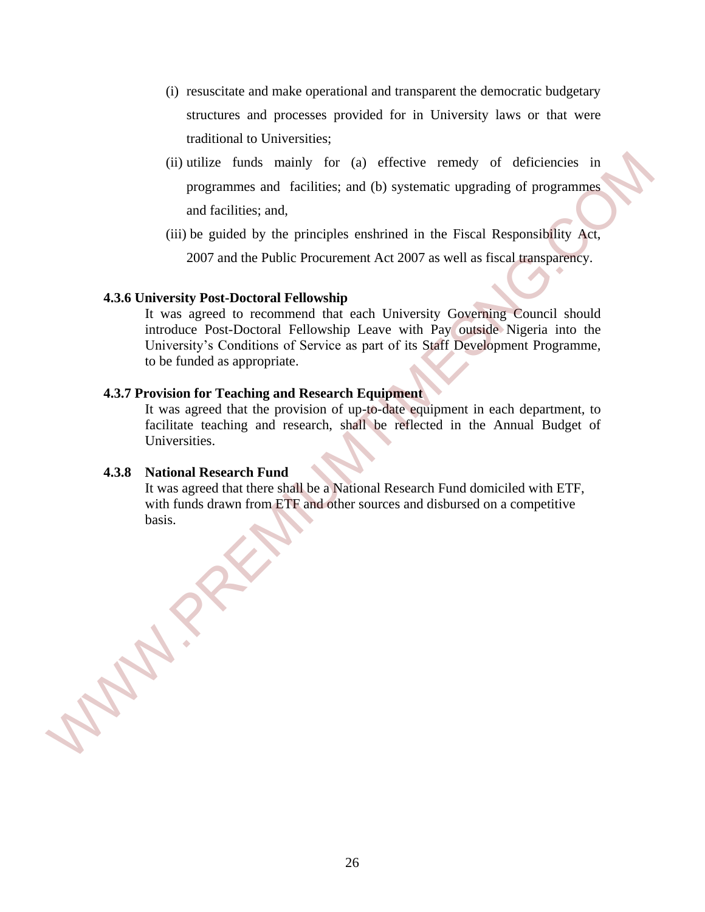(i) resuscitate and make operational and transparent the democratic budgetary structures and processes provided for in University laws or that were traditional to Universities;

(ii) utilize funds mainly for (a) effective remedy of deficiencies in programmes and facilities; and (b) systematic upgrading of programmes and facilities; and,

(iii) be guided by the principles enshrined in the Fiscal Responsibility Act, 2007 and the Public Procurement Act 2007 as well as fiscal transparency.

**4.3.6 University Post-Doctoral Fellowship**

It was agreed to recommend that each University Governing Council should introduce Post-Doctoral Fellowship Leave with Pay outside Nigeria into the University's Conditions of Service as part of its Staff Development Programme, to be funded as appropriate.

**4.3.7 Provision for Teaching and Research Equipment**

It was agreed that the provision of up-to-date equipment in each department, to facilitate teaching and research, shall be reflected in the Annual Budget of Universities.

**4.3.8 National Research Fund**

It was agreed that there shall be a National Research Fund domiciled with ETF, with funds drawn from ETF and other sources and disbursed on a competitive basis.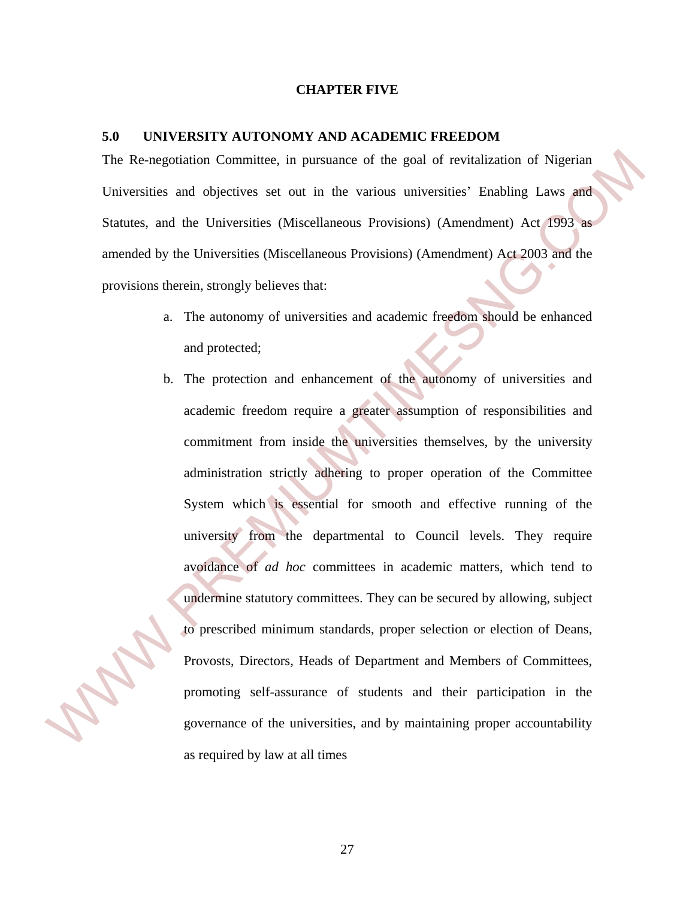# CHAPTER FIVE

## 5.0 UNIVERSITY AUTONOMY AND ACADEMIC FREEDOM

The Re-negotiation Committee, in pursuance of the goal of revitalization of Nigerian Universities and objectives set out in the various universities' Enabling Laws and Statutes, and the Universities (Miscellaneous Provisions) (Amendment) Act 1993 as amended by the Universities (Miscellaneous Provisions) (Amendment) Act 2003 and the provisions therein, strongly believes that:

a. The autonomy of universities and academic freedom should be enhanced and protected;

b. The protection and enhancement of the autonomy of universities and academic freedom require a greater assumption of responsibilities and commitment from inside the universities themselves, by the university administration strictly adhering to proper operation of the Committee System which is essential for smooth and effective running of the university from the departmental to Council levels. They require avoidance of *ad hoc* committees in academic matters, which tend to undermine statutory committees. They can be secured by allowing, subject to prescribed minimum standards, proper selection or election of Deans, Provosts, Directors, Heads of Department and Members of Committees, promoting self-assurance of students and their participation in the governance of the universities, and by maintaining proper accountability as required by law at all times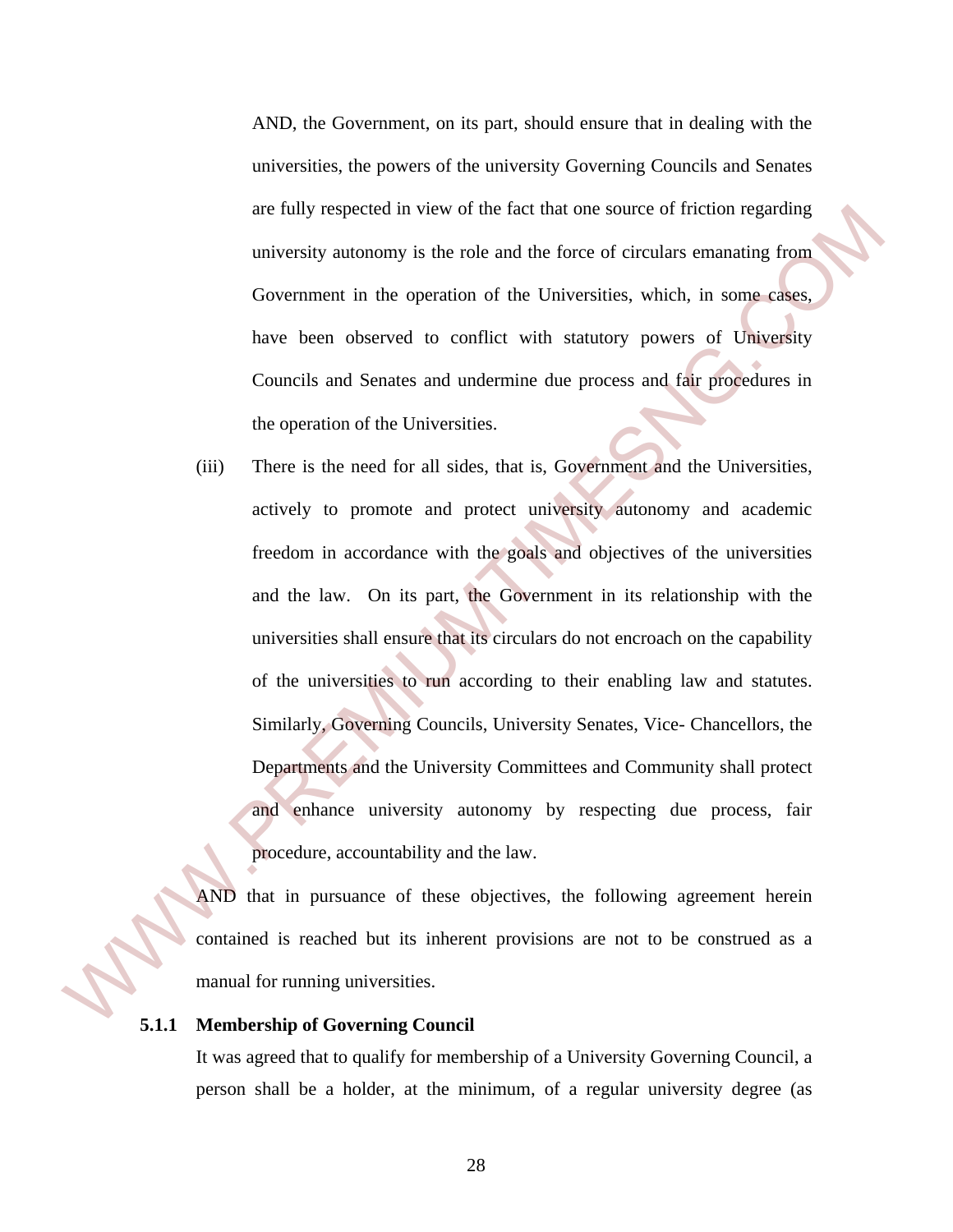AND, the Government, on its part, should ensure that in dealing with the universities, the powers of the university Governing Councils and Senates are fully respected in view of the fact that one source of friction regarding university autonomy is the role and the force of circulars emanating from Government in the operation of the Universities, which, in some cases, have been observed to conflict with statutory powers of University Councils and Senates and undermine due process and fair procedures in the operation of the Universities.

(iii) There is the need for all sides, that is, Government and the Universities, actively to promote and protect university autonomy and academic freedom in accordance with the goals and objectives of the universities and the law. On its part, the Government in its relationship with the universities shall ensure that its circulars do not encroach on the capability of the universities to run according to their enabling law and statutes. Similarly, Governing Councils, University Senates, Vice- Chancellors, the Departments and the University Committees and Community shall protect and enhance university autonomy by respecting due process, fair procedure, accountability and the law.

AND that in pursuance of these objectives, the following agreement herein contained is reached but its inherent provisions are not to be construed as a manual for running universities.

**5.1.1 Membership of Governing Council**

It was agreed that to qualify for membership of a University Governing Council, a person shall be a holder, at the minimum, of a regular university degree (as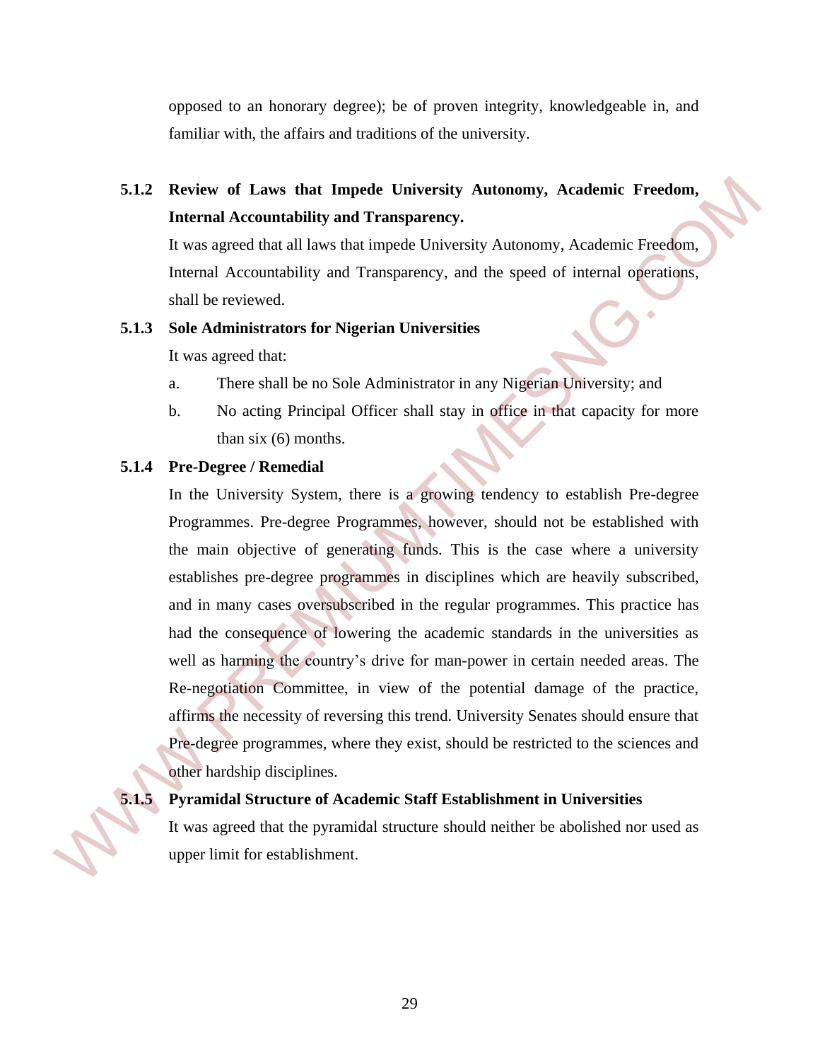opposed to an honorary degree); be of proven integrity, knowledgeable in, and familiar with, the affairs and traditions of the university.

### 5.1.2 Review of Laws that Impede University Autonomy, Academic Freedom, Internal Accountability and Transparency.

It was agreed that all laws that impede University Autonomy, Academic Freedom, Internal Accountability and Transparency, and the speed of internal operations, shall be reviewed.

### 5.1.3 Sole Administrators for Nigerian Universities

It was agreed that:

a. There shall be no Sole Administrator in any Nigerian University; and

b. No acting Principal Officer shall stay in office in that capacity for more than six (6) months.

### 5.1.4 Pre-Degree / Remedial

In the University System, there is a growing tendency to establish Pre-degree Programmes. Pre-degree Programmes, however, should not be established with the main objective of generating funds. This is the case where a university establishes pre-degree programmes in disciplines which are heavily subscribed, and in many cases oversubscribed in the regular programmes. This practice has had the consequence of lowering the academic standards in the universities as well as harming the country's drive for man-power in certain needed areas. The Re-negotiation Committee, in view of the potential damage of the practice, affirms the necessity of reversing this trend. University Senates should ensure that Pre-degree programmes, where they exist, should be restricted to the sciences and other hardship disciplines.

### 5.1.5 Pyramidal Structure of Academic Staff Establishment in Universities

It was agreed that the pyramidal structure should neither be abolished nor used as upper limit for establishment.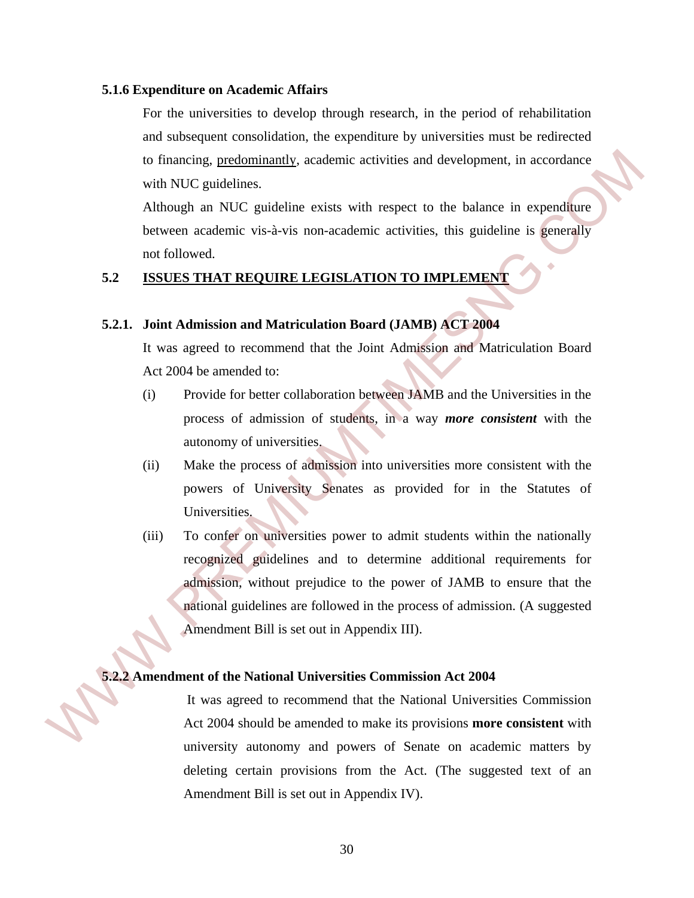#### 5.1.6 Expenditure on Academic Affairs

For the universities to develop through research, in the period of rehabilitation and subsequent consolidation, the expenditure by universities must be redirected to financing, <u>predominantly</u>, academic activities and development, in accordance with NUC guidelines.

Although an NUC guideline exists with respect to the balance in expenditure between academic vis-à-vis non-academic activities, this guideline is generally not followed.

### 5.2 <u>ISSUES THAT REQUIRE LEGISLATION TO IMPLEMENT</u>

#### 5.2.1. Joint Admission and Matriculation Board (JAMB) ACT 2004

It was agreed to recommend that the Joint Admission and Matriculation Board Act 2004 be amended to:

(i) Provide for better collaboration between JAMB and the Universities in the process of admission of students, in a way ***more consistent*** with the autonomy of universities.

(ii) Make the process of admission into universities more consistent with the powers of University Senates as provided for in the Statutes of Universities.

(iii) To confer on universities power to admit students within the nationally recognized guidelines and to determine additional requirements for admission, without prejudice to the power of JAMB to ensure that the national guidelines are followed in the process of admission. (A suggested Amendment Bill is set out in Appendix III).

#### 5.2.2 Amendment of the National Universities Commission Act 2004

It was agreed to recommend that the National Universities Commission Act 2004 should be amended to make its provisions **more consistent** with university autonomy and powers of Senate on academic matters by deleting certain provisions from the Act. (The suggested text of an Amendment Bill is set out in Appendix IV).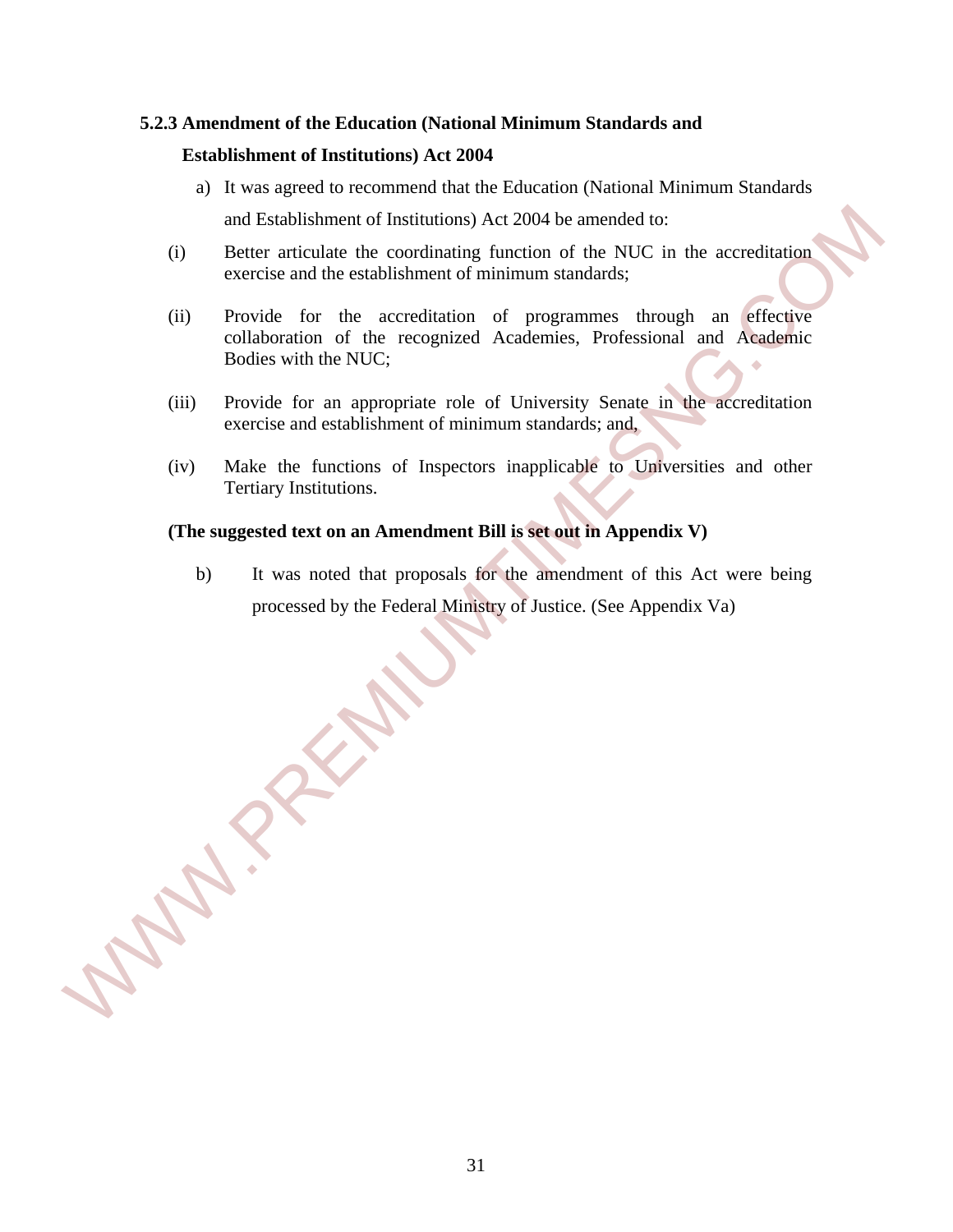### 5.2.3 Amendment of the Education (National Minimum Standards and Establishment of Institutions) Act 2004

a) It was agreed to recommend that the Education (National Minimum Standards and Establishment of Institutions) Act 2004 be amended to:

(i) Better articulate the coordinating function of the NUC in the accreditation exercise and the establishment of minimum standards;

(ii) Provide for the accreditation of programmes through an effective collaboration of the recognized Academies, Professional and Academic Bodies with the NUC;

(iii) Provide for an appropriate role of University Senate in the accreditation exercise and establishment of minimum standards; and,

(iv) Make the functions of Inspectors inapplicable to Universities and other Tertiary Institutions.

**(The suggested text on an Amendment Bill is set out in Appendix V)**

b) It was noted that proposals for the amendment of this Act were being processed by the Federal Ministry of Justice. (See Appendix Va)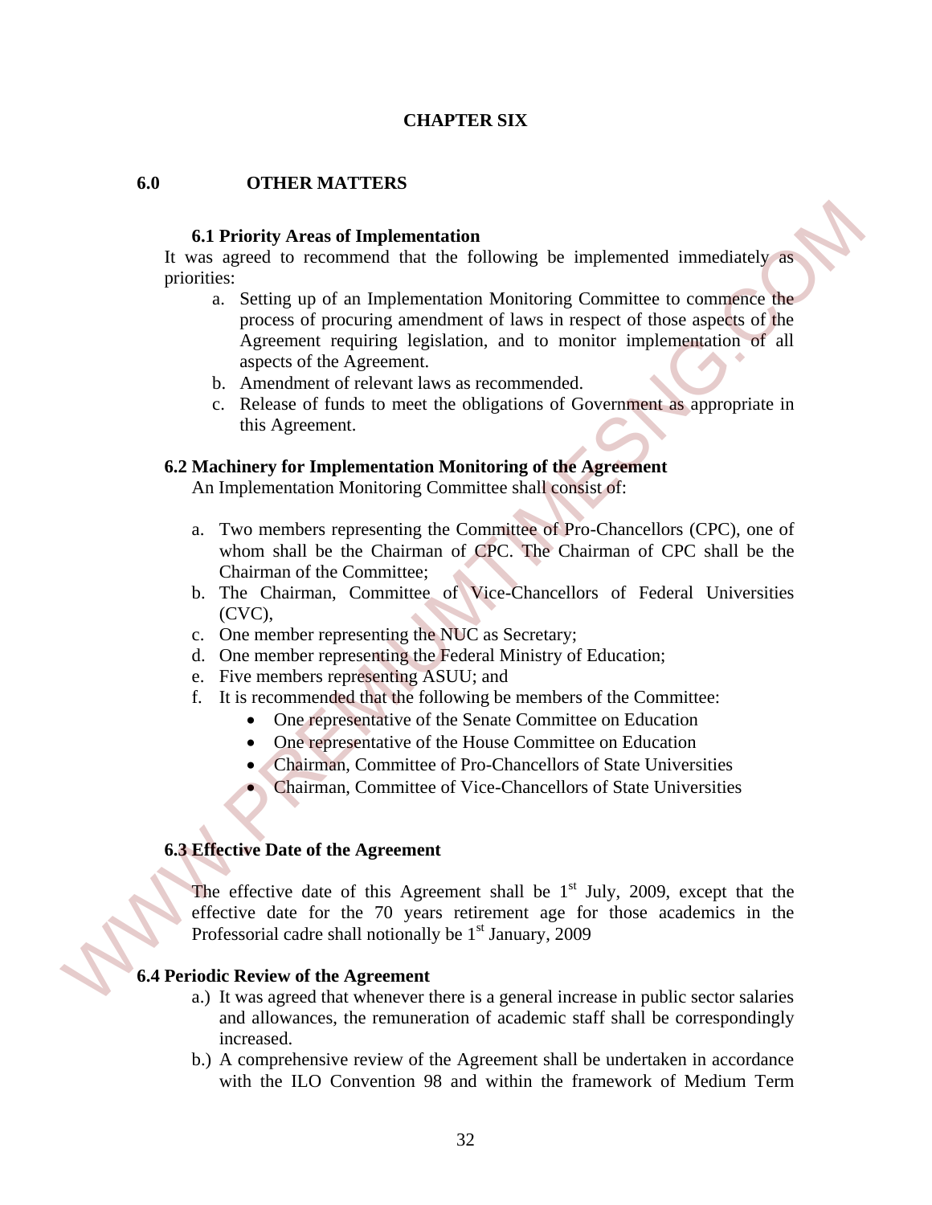# CHAPTER SIX

## 6.0 OTHER MATTERS

### 6.1 Priority Areas of Implementation

It was agreed to recommend that the following be implemented immediately as priorities:

a. Setting up of an Implementation Monitoring Committee to commence the process of procuring amendment of laws in respect of those aspects of the Agreement requiring legislation, and to monitor implementation of all aspects of the Agreement.
b. Amendment of relevant laws as recommended.
c. Release of funds to meet the obligations of Government as appropriate in this Agreement.

### 6.2 Machinery for Implementation Monitoring of the Agreement

An Implementation Monitoring Committee shall consist of:

a. Two members representing the Committee of Pro-Chancellors (CPC), one of whom shall be the Chairman of CPC. The Chairman of CPC shall be the Chairman of the Committee;
b. The Chairman, Committee of Vice-Chancellors of Federal Universities (CVC),
c. One member representing the NUC as Secretary;
d. One member representing the Federal Ministry of Education;
e. Five members representing ASUU; and
f. It is recommended that the following be members of the Committee:
   - One representative of the Senate Committee on Education
   - One representative of the House Committee on Education
   - Chairman, Committee of Pro-Chancellors of State Universities
   - Chairman, Committee of Vice-Chancellors of State Universities

### 6.3 Effective Date of the Agreement

The effective date of this Agreement shall be 1st July, 2009, except that the effective date for the 70 years retirement age for those academics in the Professorial cadre shall notionally be 1st January, 2009

### 6.4 Periodic Review of the Agreement

a.) It was agreed that whenever there is a general increase in public sector salaries and allowances, the remuneration of academic staff shall be correspondingly increased.
b.) A comprehensive review of the Agreement shall be undertaken in accordance with the ILO Convention 98 and within the framework of Medium Term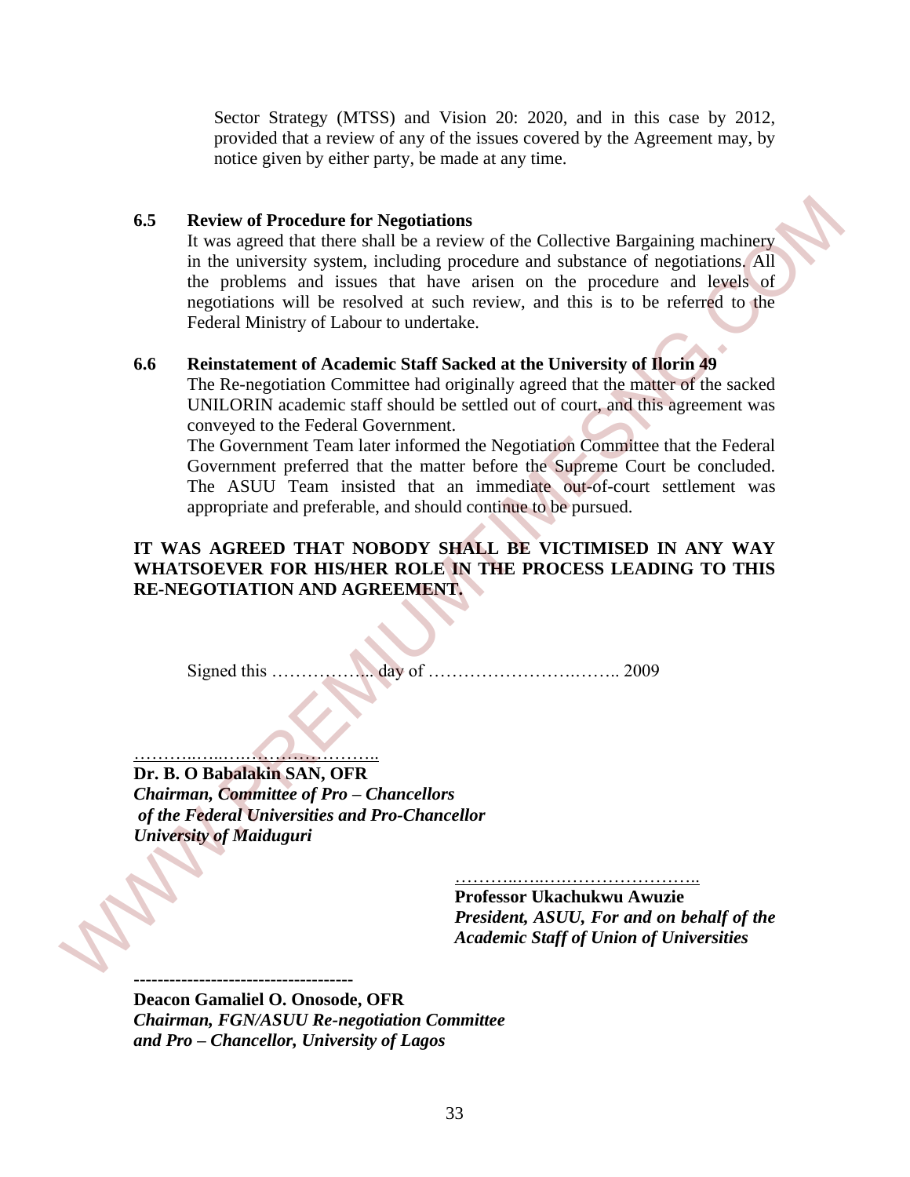Sector Strategy (MTSS) and Vision 20: 2020, and in this case by 2012, provided that a review of any of the issues covered by the Agreement may, by notice given by either party, be made at any time.

**6.5 Review of Procedure for Negotiations**

It was agreed that there shall be a review of the Collective Bargaining machinery in the university system, including procedure and substance of negotiations. All the problems and issues that have arisen on the procedure and levels of negotiations will be resolved at such review, and this is to be referred to the Federal Ministry of Labour to undertake.

**6.6 Reinstatement of Academic Staff Sacked at the University of Ilorin 49**

The Re-negotiation Committee had originally agreed that the matter of the sacked UNILORIN academic staff should be settled out of court, and this agreement was conveyed to the Federal Government.

The Government Team later informed the Negotiation Committee that the Federal Government preferred that the matter before the Supreme Court be concluded. The ASUU Team insisted that an immediate out-of-court settlement was appropriate and preferable, and should continue to be pursued.

**IT WAS AGREED THAT NOBODY SHALL BE VICTIMISED IN ANY WAY WHATSOEVER FOR HIS/HER ROLE IN THE PROCESS LEADING TO THIS RE-NEGOTIATION AND AGREEMENT.**

Signed this ……………... day of ………………………..…….. 2009

………..…..……………………..

**Dr. B. O Babalakin SAN, OFR**
***Chairman, Committee of Pro – Chancellors of the Federal Universities and Pro-Chancellor University of Maiduguri***

………..…..……………………..

**Professor Ukachukwu Awuzie**
***President, ASUU, For and on behalf of the Academic Staff of Union of Universities***

-------------------------------------

**Deacon Gamaliel O. Onosode, OFR**
***Chairman, FGN/ASUU Re-negotiation Committee and Pro – Chancellor, University of Lagos***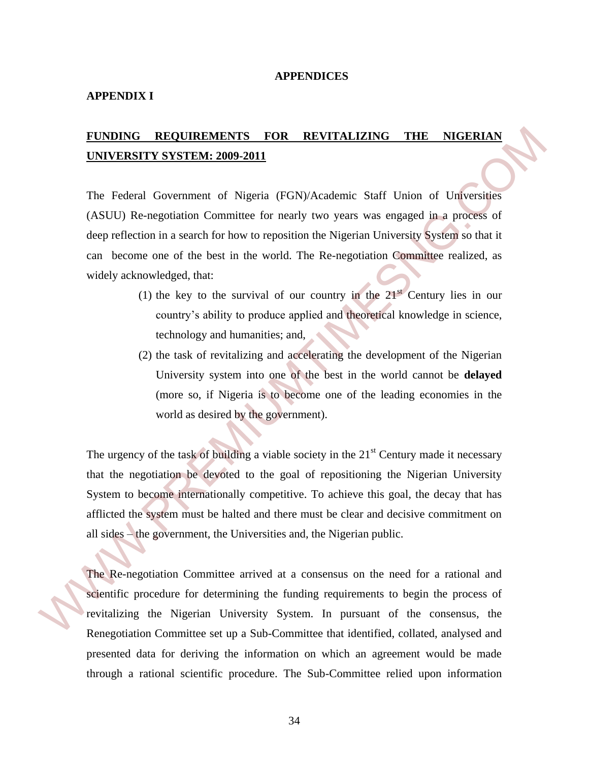# APPENDICES

## APPENDIX I

## <u>FUNDING REQUIREMENTS FOR REVITALIZING THE NIGERIAN UNIVERSITY SYSTEM: 2009-2011</u>

The Federal Government of Nigeria (FGN)/Academic Staff Union of Universities (ASUU) Re-negotiation Committee for nearly two years was engaged in a process of deep reflection in a search for how to reposition the Nigerian University System so that it can become one of the best in the world. The Re-negotiation Committee realized, as widely acknowledged, that:

(1) the key to the survival of our country in the 21st Century lies in our country's ability to produce applied and theoretical knowledge in science, technology and humanities; and,

(2) the task of revitalizing and accelerating the development of the Nigerian University system into one of the best in the world cannot be **delayed** (more so, if Nigeria is to become one of the leading economies in the world as desired by the government).

The urgency of the task of building a viable society in the 21st Century made it necessary that the negotiation be devoted to the goal of repositioning the Nigerian University System to become internationally competitive. To achieve this goal, the decay that has afflicted the system must be halted and there must be clear and decisive commitment on all sides – the government, the Universities and, the Nigerian public.

The Re-negotiation Committee arrived at a consensus on the need for a rational and scientific procedure for determining the funding requirements to begin the process of revitalizing the Nigerian University System. In pursuant of the consensus, the Renegotiation Committee set up a Sub-Committee that identified, collated, analysed and presented data for deriving the information on which an agreement would be made through a rational scientific procedure. The Sub-Committee relied upon information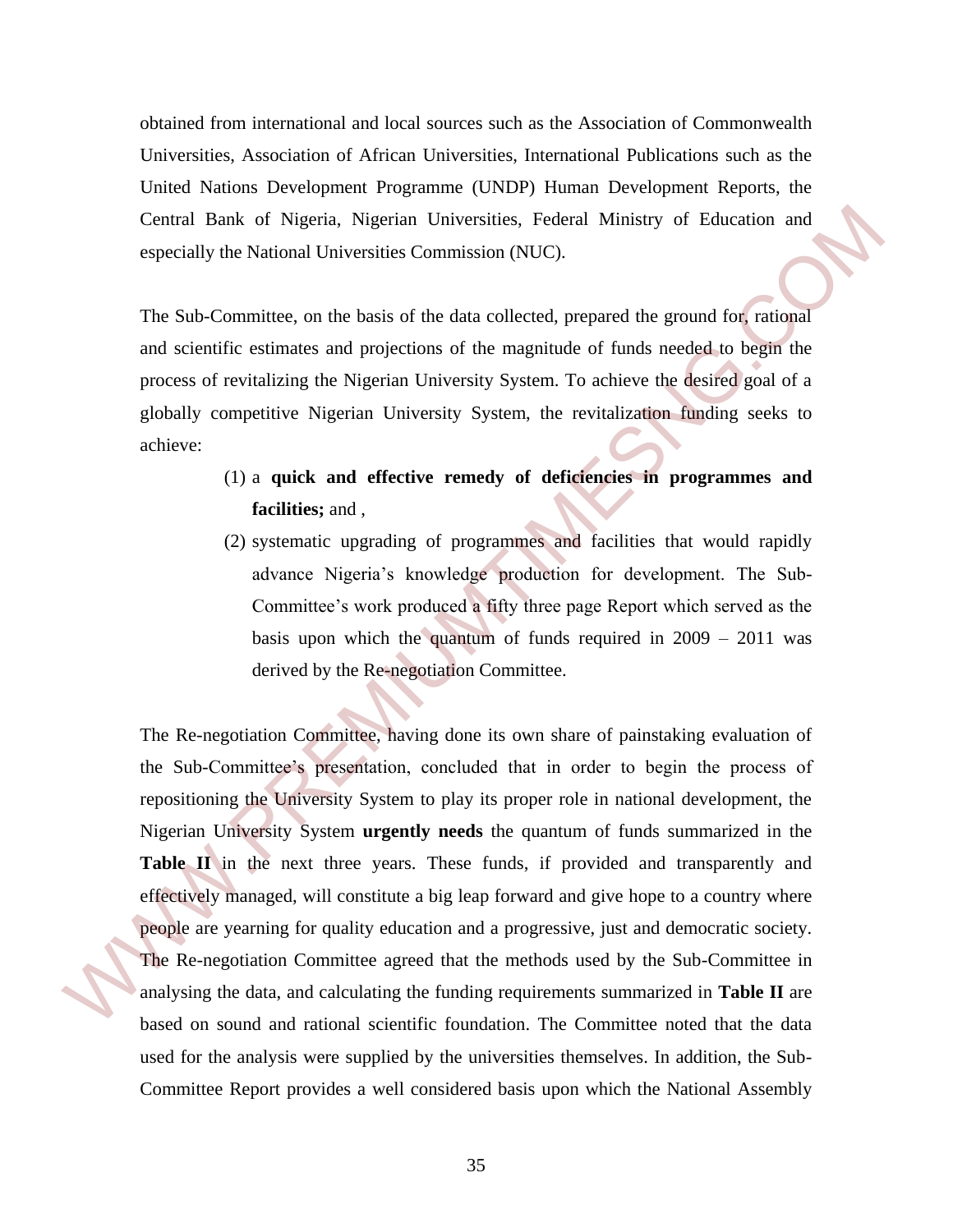obtained from international and local sources such as the Association of Commonwealth Universities, Association of African Universities, International Publications such as the United Nations Development Programme (UNDP) Human Development Reports, the Central Bank of Nigeria, Nigerian Universities, Federal Ministry of Education and especially the National Universities Commission (NUC).

The Sub-Committee, on the basis of the data collected, prepared the ground for, rational and scientific estimates and projections of the magnitude of funds needed to begin the process of revitalizing the Nigerian University System. To achieve the desired goal of a globally competitive Nigerian University System, the revitalization funding seeks to achieve:

(1) a **quick and effective remedy of deficiencies in programmes and facilities;** and ,

(2) systematic upgrading of programmes and facilities that would rapidly advance Nigeria's knowledge production for development. The Sub-Committee's work produced a fifty three page Report which served as the basis upon which the quantum of funds required in 2009 – 2011 was derived by the Re-negotiation Committee.

The Re-negotiation Committee, having done its own share of painstaking evaluation of the Sub-Committee's presentation, concluded that in order to begin the process of repositioning the University System to play its proper role in national development, the Nigerian University System **urgently needs** the quantum of funds summarized in the **Table II** in the next three years. These funds, if provided and transparently and effectively managed, will constitute a big leap forward and give hope to a country where people are yearning for quality education and a progressive, just and democratic society. The Re-negotiation Committee agreed that the methods used by the Sub-Committee in analysing the data, and calculating the funding requirements summarized in **Table II** are based on sound and rational scientific foundation. The Committee noted that the data used for the analysis were supplied by the universities themselves. In addition, the Sub-Committee Report provides a well considered basis upon which the National Assembly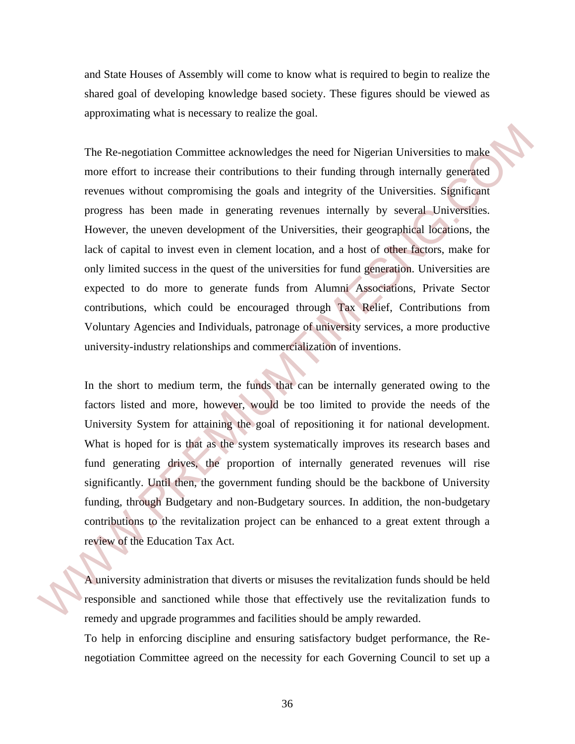and State Houses of Assembly will come to know what is required to begin to realize the shared goal of developing knowledge based society. These figures should be viewed as approximating what is necessary to realize the goal.

The Re-negotiation Committee acknowledges the need for Nigerian Universities to make more effort to increase their contributions to their funding through internally generated revenues without compromising the goals and integrity of the Universities. Significant progress has been made in generating revenues internally by several Universities. However, the uneven development of the Universities, their geographical locations, the lack of capital to invest even in clement location, and a host of other factors, make for only limited success in the quest of the universities for fund generation. Universities are expected to do more to generate funds from Alumni Associations, Private Sector contributions, which could be encouraged through Tax Relief, Contributions from Voluntary Agencies and Individuals, patronage of university services, a more productive university-industry relationships and commercialization of inventions.

In the short to medium term, the funds that can be internally generated owing to the factors listed and more, however, would be too limited to provide the needs of the University System for attaining the goal of repositioning it for national development. What is hoped for is that as the system systematically improves its research bases and fund generating drives, the proportion of internally generated revenues will rise significantly. Until then, the government funding should be the backbone of University funding, through Budgetary and non-Budgetary sources. In addition, the non-budgetary contributions to the revitalization project can be enhanced to a great extent through a review of the Education Tax Act.

A university administration that diverts or misuses the revitalization funds should be held responsible and sanctioned while those that effectively use the revitalization funds to remedy and upgrade programmes and facilities should be amply rewarded.

To help in enforcing discipline and ensuring satisfactory budget performance, the Re-negotiation Committee agreed on the necessity for each Governing Council to set up a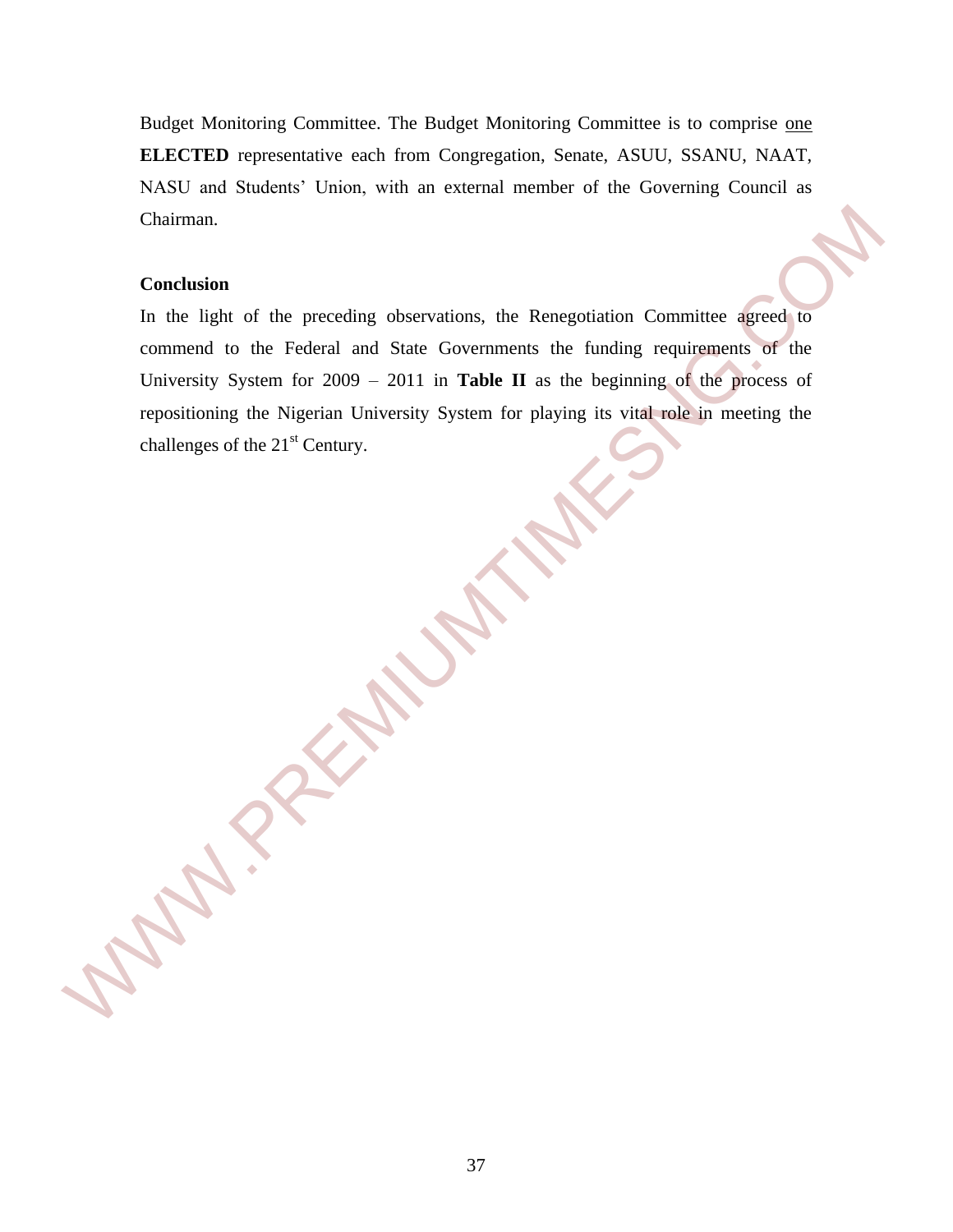Budget Monitoring Committee. The Budget Monitoring Committee is to comprise <u>one</u> **ELECTED** representative each from Congregation, Senate, ASUU, SSANU, NAAT, NASU and Students' Union, with an external member of the Governing Council as Chairman.

**Conclusion**

In the light of the preceding observations, the Renegotiation Committee agreed to commend to the Federal and State Governments the funding requirements of the University System for 2009 – 2011 in **Table II** as the beginning of the process of repositioning the Nigerian University System for playing its vital role in meeting the challenges of the 21st Century.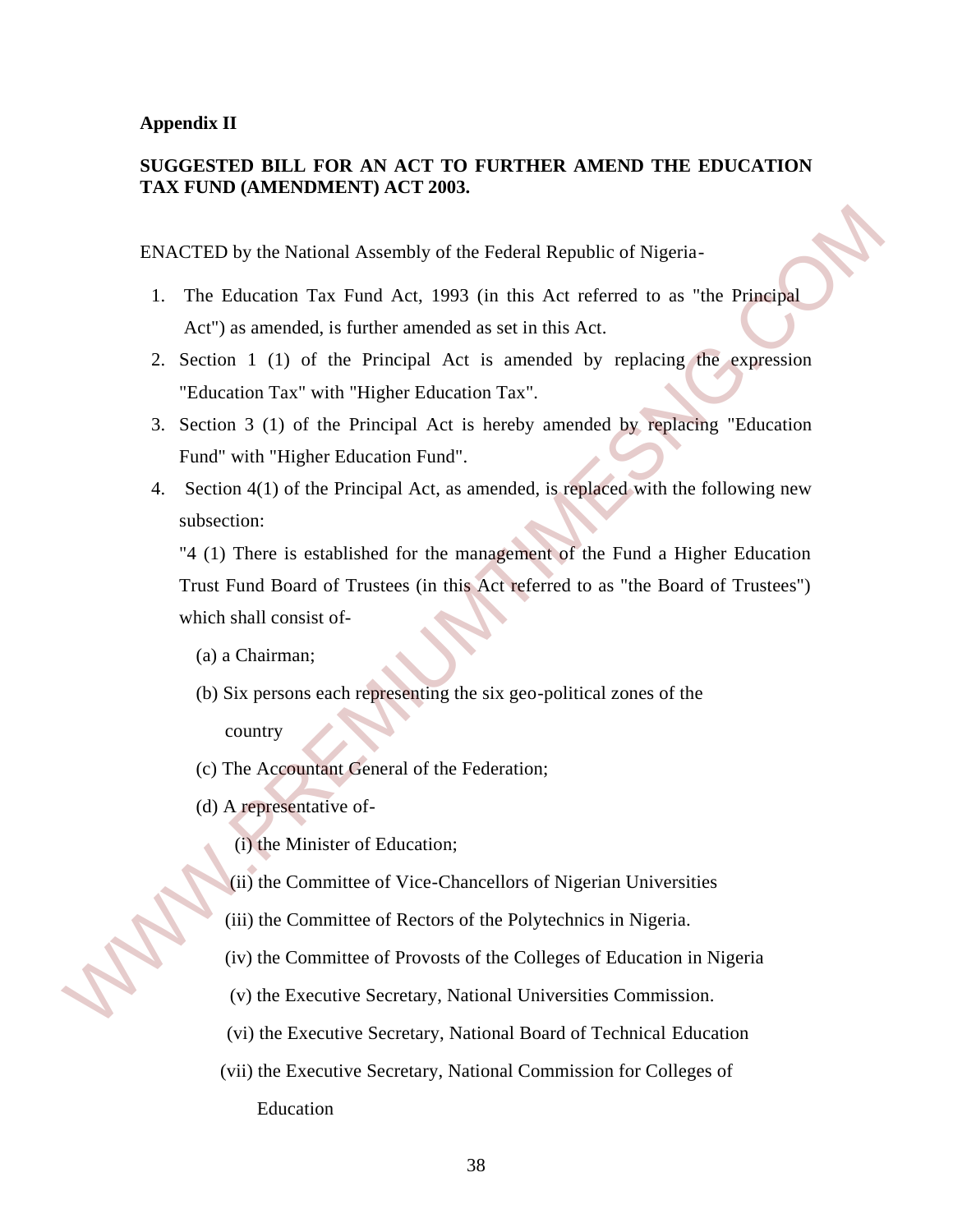**Appendix II**

**SUGGESTED BILL FOR AN ACT TO FURTHER AMEND THE EDUCATION TAX FUND (AMENDMENT) ACT 2003.**

ENACTED by the National Assembly of the Federal Republic of Nigeria-

1. The Education Tax Fund Act, 1993 (in this Act referred to as "the Principal Act") as amended, is further amended as set in this Act.
2. Section 1 (1) of the Principal Act is amended by replacing the expression "Education Tax" with "Higher Education Tax".
3. Section 3 (1) of the Principal Act is hereby amended by replacing "Education Fund" with "Higher Education Fund".
4. Section 4(1) of the Principal Act, as amended, is replaced with the following new subsection:

   "4 (1) There is established for the management of the Fund a Higher Education Trust Fund Board of Trustees (in this Act referred to as "the Board of Trustees") which shall consist of-

   (a) a Chairman;

   (b) Six persons each representing the six geo-political zones of the country

   (c) The Accountant General of the Federation;

   (d) A representative of-

   (i) the Minister of Education;

   (ii) the Committee of Vice-Chancellors of Nigerian Universities

   (iii) the Committee of Rectors of the Polytechnics in Nigeria.

   (iv) the Committee of Provosts of the Colleges of Education in Nigeria

   (v) the Executive Secretary, National Universities Commission.

   (vi) the Executive Secretary, National Board of Technical Education

   (vii) the Executive Secretary, National Commission for Colleges of Education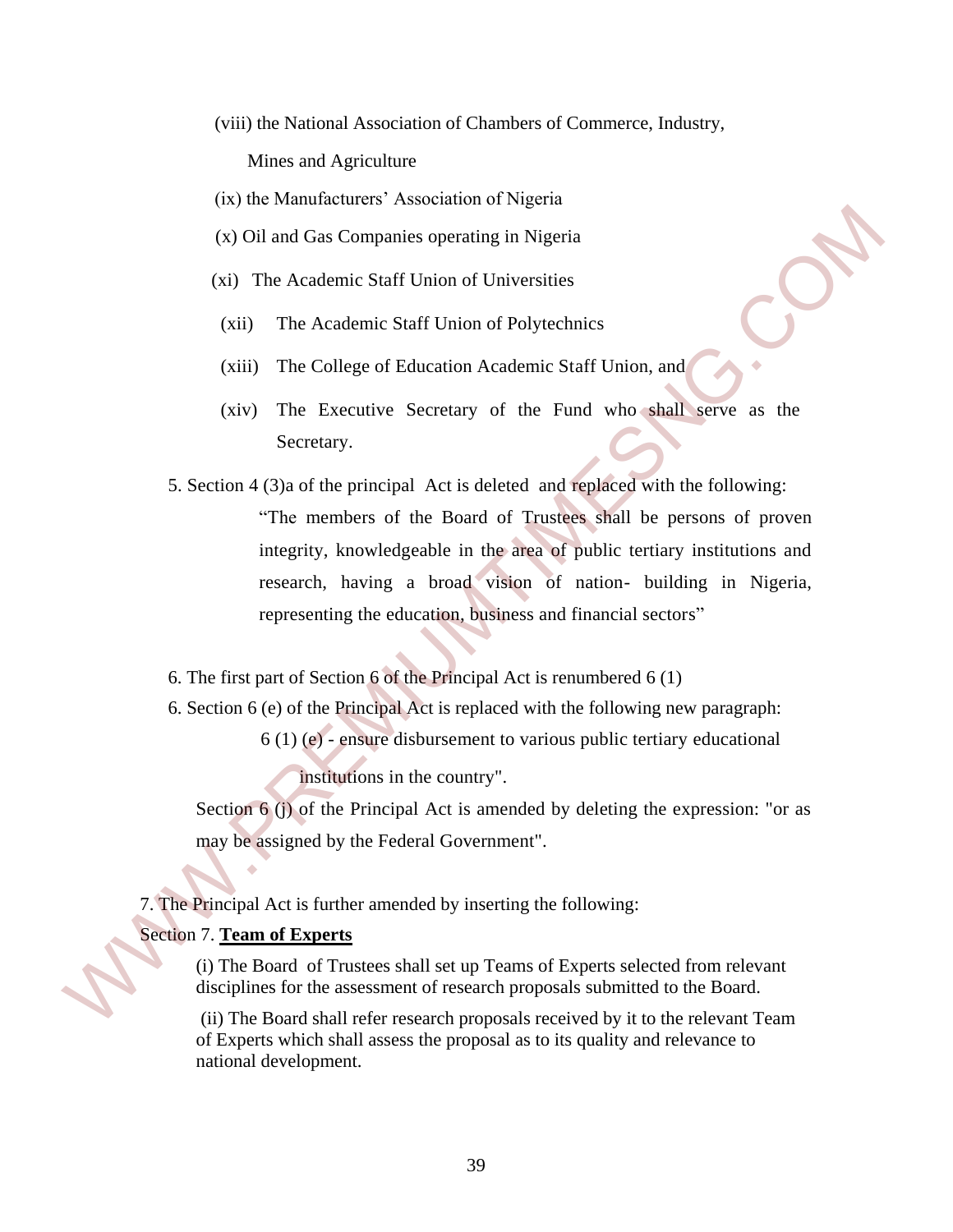(viii) the National Association of Chambers of Commerce, Industry, Mines and Agriculture

(ix) the Manufacturers' Association of Nigeria

(x) Oil and Gas Companies operating in Nigeria

(xi) The Academic Staff Union of Universities

(xii) The Academic Staff Union of Polytechnics

(xiii) The College of Education Academic Staff Union, and

(xiv) The Executive Secretary of the Fund who shall serve as the Secretary.

5. Section 4 (3)a of the principal Act is deleted and replaced with the following:

"The members of the Board of Trustees shall be persons of proven integrity, knowledgeable in the area of public tertiary institutions and research, having a broad vision of nation- building in Nigeria, representing the education, business and financial sectors"

6. The first part of Section 6 of the Principal Act is renumbered 6 (1)

6. Section 6 (e) of the Principal Act is replaced with the following new paragraph:

6 (1) (e) - ensure disbursement to various public tertiary educational institutions in the country".

Section 6 (j) of the Principal Act is amended by deleting the expression: "or as may be assigned by the Federal Government".

7. The Principal Act is further amended by inserting the following:

Section 7. **Team of Experts**

(i) The Board of Trustees shall set up Teams of Experts selected from relevant disciplines for the assessment of research proposals submitted to the Board.

(ii) The Board shall refer research proposals received by it to the relevant Team of Experts which shall assess the proposal as to its quality and relevance to national development.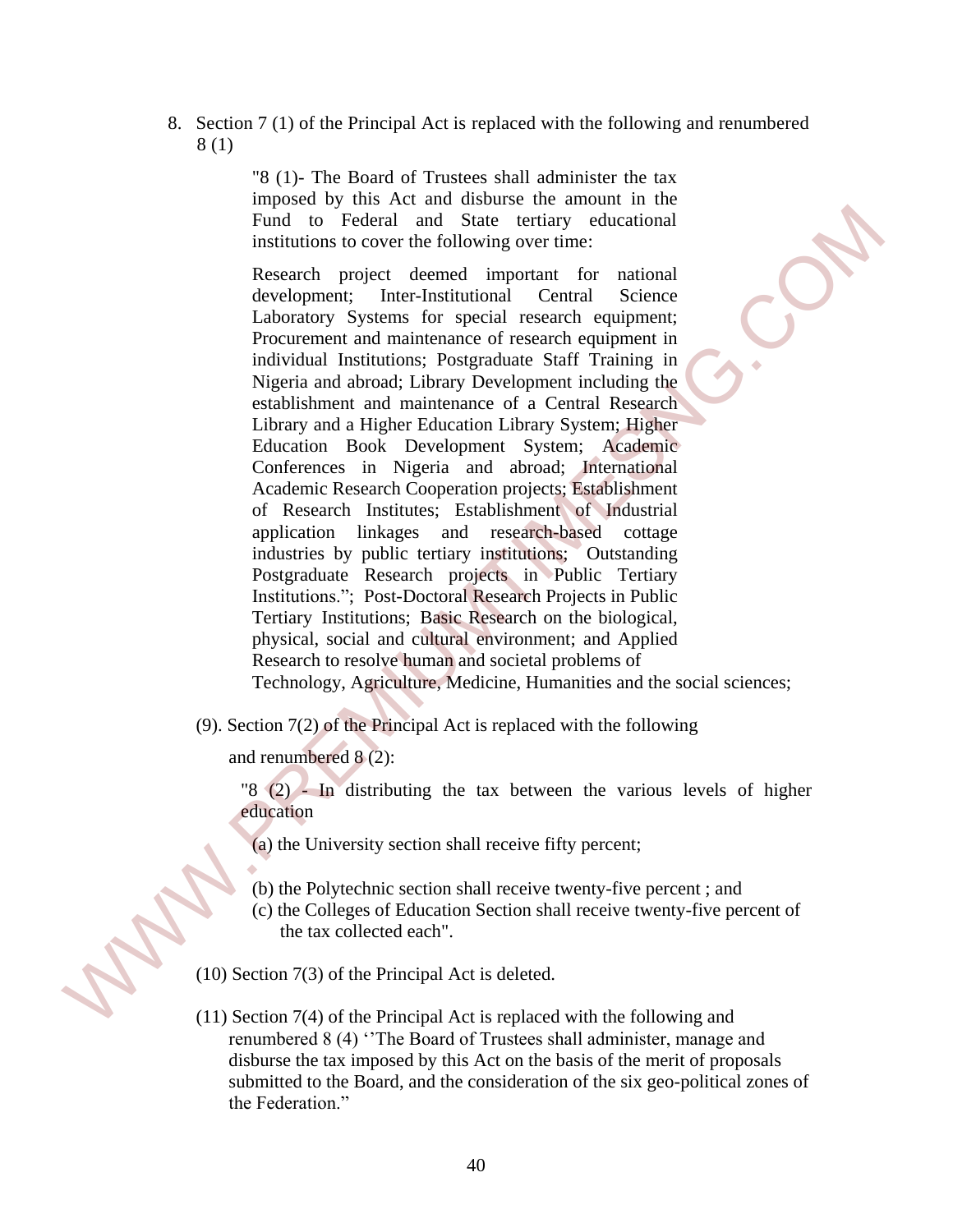8. Section 7 (1) of the Principal Act is replaced with the following and renumbered 8 (1)

> "8 (1)- The Board of Trustees shall administer the tax imposed by this Act and disburse the amount in the Fund to Federal and State tertiary educational institutions to cover the following over time:
>
> Research project deemed important for national development; Inter-Institutional Central Science Laboratory Systems for special research equipment; Procurement and maintenance of research equipment in individual Institutions; Postgraduate Staff Training in Nigeria and abroad; Library Development including the establishment and maintenance of a Central Research Library and a Higher Education Library System; Higher Education Book Development System; Academic Conferences in Nigeria and abroad; International Academic Research Cooperation projects; Establishment of Research Institutes; Establishment of Industrial application linkages and research-based cottage industries by public tertiary institutions; Outstanding Postgraduate Research projects in Public Tertiary Institutions."; Post-Doctoral Research Projects in Public Tertiary Institutions; Basic Research on the biological, physical, social and cultural environment; and Applied Research to resolve human and societal problems of Technology, Agriculture, Medicine, Humanities and the social sciences;

(9). Section 7(2) of the Principal Act is replaced with the following and renumbered 8 (2):

> "8 (2) - In distributing the tax between the various levels of higher education
>
> (a) the University section shall receive fifty percent;
>
> (b) the Polytechnic section shall receive twenty-five percent ; and
>
> (c) the Colleges of Education Section shall receive twenty-five percent of the tax collected each".

(10) Section 7(3) of the Principal Act is deleted.

(11) Section 7(4) of the Principal Act is replaced with the following and renumbered 8 (4) ''The Board of Trustees shall administer, manage and disburse the tax imposed by this Act on the basis of the merit of proposals submitted to the Board, and the consideration of the six geo-political zones of the Federation."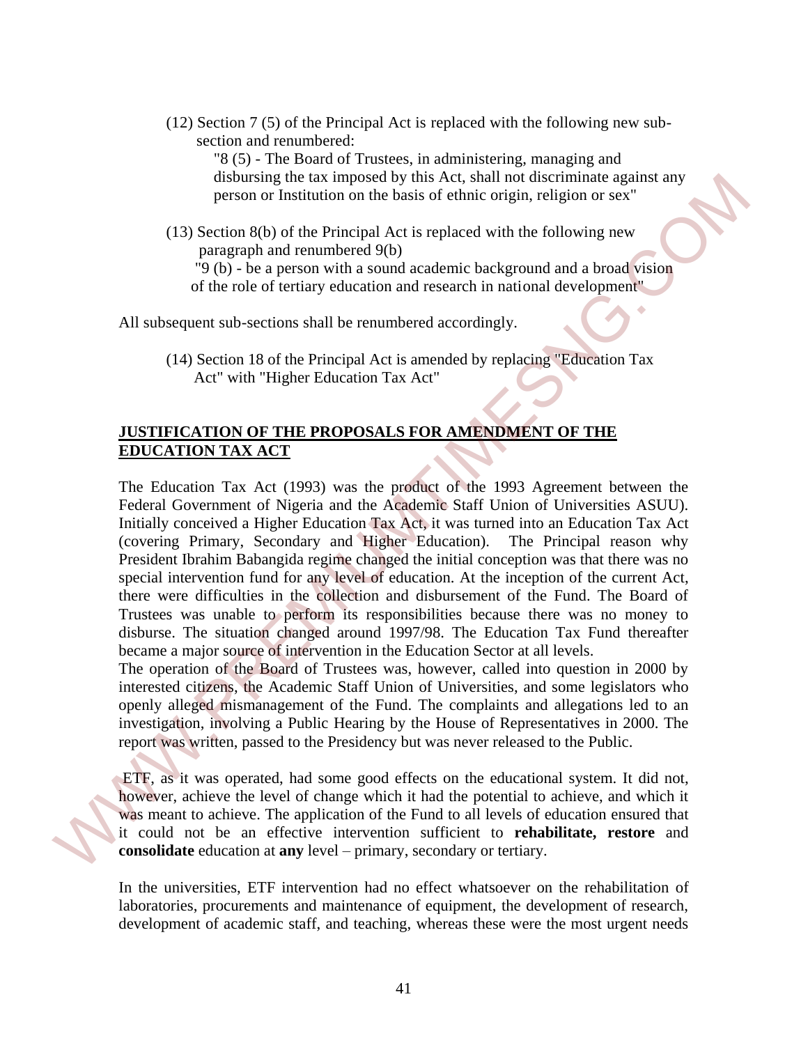(12) Section 7 (5) of the Principal Act is replaced with the following new sub-section and renumbered:

"8 (5) - The Board of Trustees, in administering, managing and disbursing the tax imposed by this Act, shall not discriminate against any person or Institution on the basis of ethnic origin, religion or sex"

(13) Section 8(b) of the Principal Act is replaced with the following new paragraph and renumbered 9(b)

"9 (b) - be a person with a sound academic background and a broad vision of the role of tertiary education and research in national development"

All subsequent sub-sections shall be renumbered accordingly.

(14) Section 18 of the Principal Act is amended by replacing "Education Tax Act" with "Higher Education Tax Act"

## JUSTIFICATION OF THE PROPOSALS FOR AMENDMENT OF THE EDUCATION TAX ACT

The Education Tax Act (1993) was the product of the 1993 Agreement between the Federal Government of Nigeria and the Academic Staff Union of Universities ASUU). Initially conceived a Higher Education Tax Act, it was turned into an Education Tax Act (covering Primary, Secondary and Higher Education). The Principal reason why President Ibrahim Babangida regime changed the initial conception was that there was no special intervention fund for any level of education. At the inception of the current Act, there were difficulties in the collection and disbursement of the Fund. The Board of Trustees was unable to perform its responsibilities because there was no money to disburse. The situation changed around 1997/98. The Education Tax Fund thereafter became a major source of intervention in the Education Sector at all levels.

The operation of the Board of Trustees was, however, called into question in 2000 by interested citizens, the Academic Staff Union of Universities, and some legislators who openly alleged mismanagement of the Fund. The complaints and allegations led to an investigation, involving a Public Hearing by the House of Representatives in 2000. The report was written, passed to the Presidency but was never released to the Public.

ETF, as it was operated, had some good effects on the educational system. It did not, however, achieve the level of change which it had the potential to achieve, and which it was meant to achieve. The application of the Fund to all levels of education ensured that it could not be an effective intervention sufficient to **rehabilitate, restore** and **consolidate** education at **any** level – primary, secondary or tertiary.

In the universities, ETF intervention had no effect whatsoever on the rehabilitation of laboratories, procurements and maintenance of equipment, the development of research, development of academic staff, and teaching, whereas these were the most urgent needs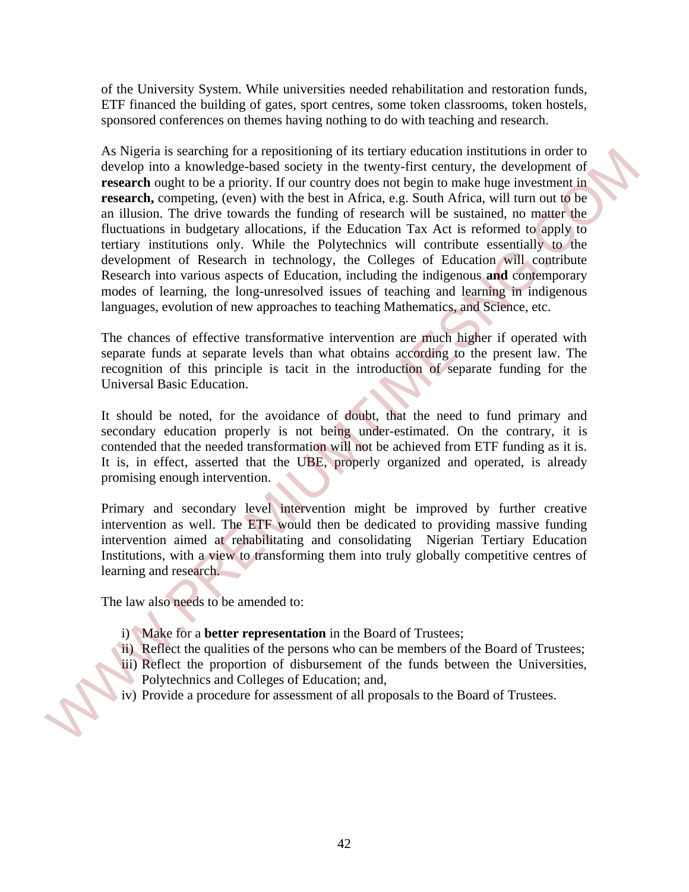of the University System. While universities needed rehabilitation and restoration funds, ETF financed the building of gates, sport centres, some token classrooms, token hostels, sponsored conferences on themes having nothing to do with teaching and research.

As Nigeria is searching for a repositioning of its tertiary education institutions in order to develop into a knowledge-based society in the twenty-first century, the development of **research** ought to be a priority. If our country does not begin to make huge investment in **research,** competing, (even) with the best in Africa, e.g. South Africa, will turn out to be an illusion. The drive towards the funding of research will be sustained, no matter the fluctuations in budgetary allocations, if the Education Tax Act is reformed to apply to tertiary institutions only. While the Polytechnics will contribute essentially to the development of Research in technology, the Colleges of Education will contribute Research into various aspects of Education, including the indigenous **and** contemporary modes of learning, the long-unresolved issues of teaching and learning in indigenous languages, evolution of new approaches to teaching Mathematics, and Science, etc.

The chances of effective transformative intervention are much higher if operated with separate funds at separate levels than what obtains according to the present law. The recognition of this principle is tacit in the introduction of separate funding for the Universal Basic Education.

It should be noted, for the avoidance of doubt, that the need to fund primary and secondary education properly is not being under-estimated. On the contrary, it is contended that the needed transformation will not be achieved from ETF funding as it is. It is, in effect, asserted that the UBE, properly organized and operated, is already promising enough intervention.

Primary and secondary level intervention might be improved by further creative intervention as well. The ETF would then be dedicated to providing massive funding intervention aimed at rehabilitating and consolidating Nigerian Tertiary Education Institutions, with a view to transforming them into truly globally competitive centres of learning and research.

The law also needs to be amended to:

i) Make for a **better representation** in the Board of Trustees;
ii) Reflect the qualities of the persons who can be members of the Board of Trustees;
iii) Reflect the proportion of disbursement of the funds between the Universities, Polytechnics and Colleges of Education; and,
iv) Provide a procedure for assessment of all proposals to the Board of Trustees.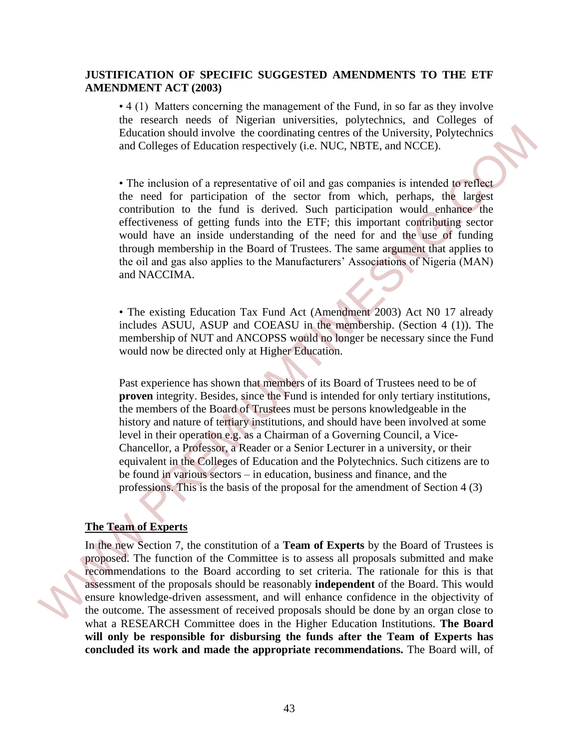**JUSTIFICATION OF SPECIFIC SUGGESTED AMENDMENTS TO THE ETF AMENDMENT ACT (2003)**

- 4 (1) Matters concerning the management of the Fund, in so far as they involve the research needs of Nigerian universities, polytechnics, and Colleges of Education should involve the coordinating centres of the University, Polytechnics and Colleges of Education respectively (i.e. NUC, NBTE, and NCCE).

- The inclusion of a representative of oil and gas companies is intended to reflect the need for participation of the sector from which, perhaps, the largest contribution to the fund is derived. Such participation would enhance the effectiveness of getting funds into the ETF; this important contributing sector would have an inside understanding of the need for and the use of funding through membership in the Board of Trustees. The same argument that applies to the oil and gas also applies to the Manufacturers' Associations of Nigeria (MAN) and NACCIMA.

- The existing Education Tax Fund Act (Amendment 2003) Act N0 17 already includes ASUU, ASUP and COEASU in the membership. (Section 4 (1)). The membership of NUT and ANCOPSS would no longer be necessary since the Fund would now be directed only at Higher Education.

Past experience has shown that members of its Board of Trustees need to be of **proven** integrity. Besides, since the Fund is intended for only tertiary institutions, the members of the Board of Trustees must be persons knowledgeable in the history and nature of tertiary institutions, and should have been involved at some level in their operation e.g. as a Chairman of a Governing Council, a Vice-Chancellor, a Professor, a Reader or a Senior Lecturer in a university, or their equivalent in the Colleges of Education and the Polytechnics. Such citizens are to be found in various sectors – in education, business and finance, and the professions. This is the basis of the proposal for the amendment of Section 4 (3)

**The Team of Experts**

In the new Section 7, the constitution of a **Team of Experts** by the Board of Trustees is proposed. The function of the Committee is to assess all proposals submitted and make recommendations to the Board according to set criteria. The rationale for this is that assessment of the proposals should be reasonably **independent** of the Board. This would ensure knowledge-driven assessment, and will enhance confidence in the objectivity of the outcome. The assessment of received proposals should be done by an organ close to what a RESEARCH Committee does in the Higher Education Institutions. **The Board will only be responsible for disbursing the funds after the Team of Experts has concluded its work and made the appropriate recommendations.** The Board will, of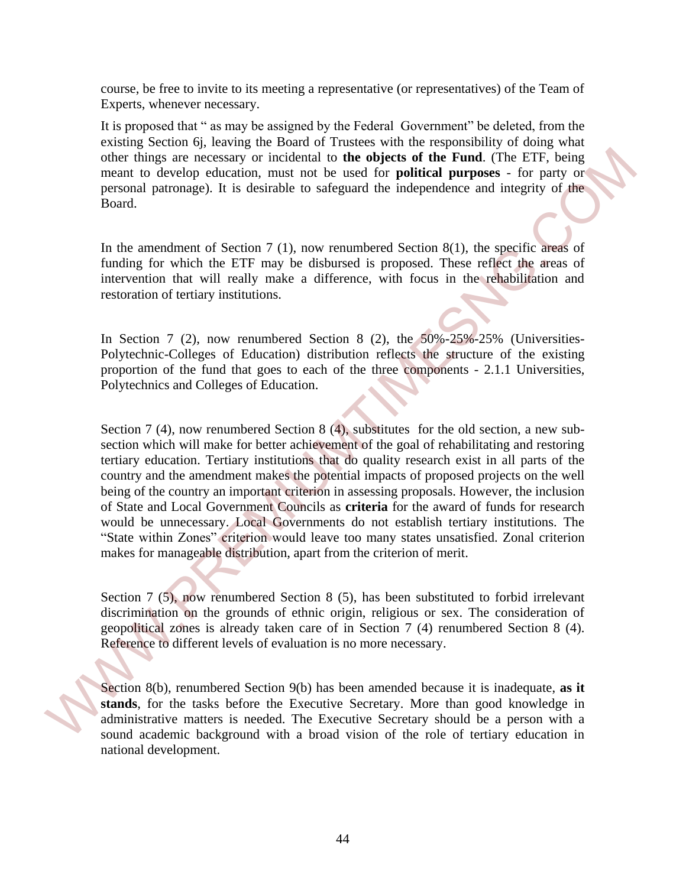course, be free to invite to its meeting a representative (or representatives) of the Team of Experts, whenever necessary.

It is proposed that " as may be assigned by the Federal Government" be deleted, from the existing Section 6j, leaving the Board of Trustees with the responsibility of doing what other things are necessary or incidental to **the objects of the Fund**. (The ETF, being meant to develop education, must not be used for **political purposes** - for party or personal patronage). It is desirable to safeguard the independence and integrity of the Board.

In the amendment of Section 7 (1), now renumbered Section 8(1), the specific areas of funding for which the ETF may be disbursed is proposed. These reflect the areas of intervention that will really make a difference, with focus in the rehabilitation and restoration of tertiary institutions.

In Section 7 (2), now renumbered Section 8 (2), the 50%-25%-25% (Universities-Polytechnic-Colleges of Education) distribution reflects the structure of the existing proportion of the fund that goes to each of the three components - 2.1.1 Universities, Polytechnics and Colleges of Education.

Section 7 (4), now renumbered Section 8 (4), substitutes for the old section, a new sub-section which will make for better achievement of the goal of rehabilitating and restoring tertiary education. Tertiary institutions that do quality research exist in all parts of the country and the amendment makes the potential impacts of proposed projects on the well being of the country an important criterion in assessing proposals. However, the inclusion of State and Local Government Councils as **criteria** for the award of funds for research would be unnecessary. Local Governments do not establish tertiary institutions. The "State within Zones" criterion would leave too many states unsatisfied. Zonal criterion makes for manageable distribution, apart from the criterion of merit.

Section 7 (5), now renumbered Section 8 (5), has been substituted to forbid irrelevant discrimination on the grounds of ethnic origin, religious or sex. The consideration of geopolitical zones is already taken care of in Section 7 (4) renumbered Section 8 (4). Reference to different levels of evaluation is no more necessary.

Section 8(b), renumbered Section 9(b) has been amended because it is inadequate, **as it stands**, for the tasks before the Executive Secretary. More than good knowledge in administrative matters is needed. The Executive Secretary should be a person with a sound academic background with a broad vision of the role of tertiary education in national development.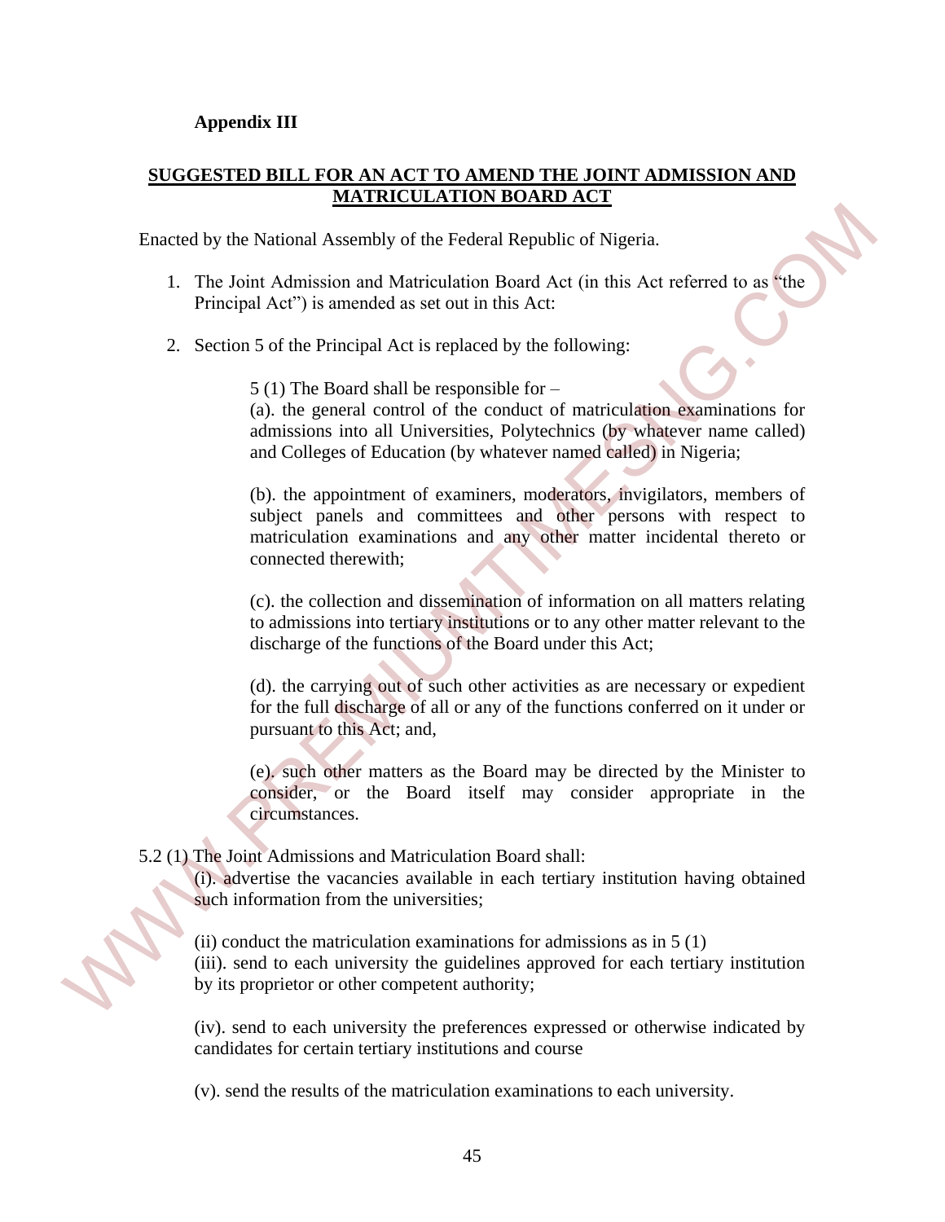**Appendix III**

**SUGGESTED BILL FOR AN ACT TO AMEND THE JOINT ADMISSION AND MATRICULATION BOARD ACT**

Enacted by the National Assembly of the Federal Republic of Nigeria.

1. The Joint Admission and Matriculation Board Act (in this Act referred to as "the Principal Act") is amended as set out in this Act:

2. Section 5 of the Principal Act is replaced by the following:

   5 (1) The Board shall be responsible for –
   (a). the general control of the conduct of matriculation examinations for admissions into all Universities, Polytechnics (by whatever name called) and Colleges of Education (by whatever named called) in Nigeria;

   (b). the appointment of examiners, moderators, invigilators, members of subject panels and committees and other persons with respect to matriculation examinations and any other matter incidental thereto or connected therewith;

   (c). the collection and dissemination of information on all matters relating to admissions into tertiary institutions or to any other matter relevant to the discharge of the functions of the Board under this Act;

   (d). the carrying out of such other activities as are necessary or expedient for the full discharge of all or any of the functions conferred on it under or pursuant to this Act; and,

   (e). such other matters as the Board may be directed by the Minister to consider, or the Board itself may consider appropriate in the circumstances.

5.2 (1) The Joint Admissions and Matriculation Board shall:
(i). advertise the vacancies available in each tertiary institution having obtained such information from the universities;

(ii) conduct the matriculation examinations for admissions as in 5 (1)
(iii). send to each university the guidelines approved for each tertiary institution by its proprietor or other competent authority;

(iv). send to each university the preferences expressed or otherwise indicated by candidates for certain tertiary institutions and course

(v). send the results of the matriculation examinations to each university.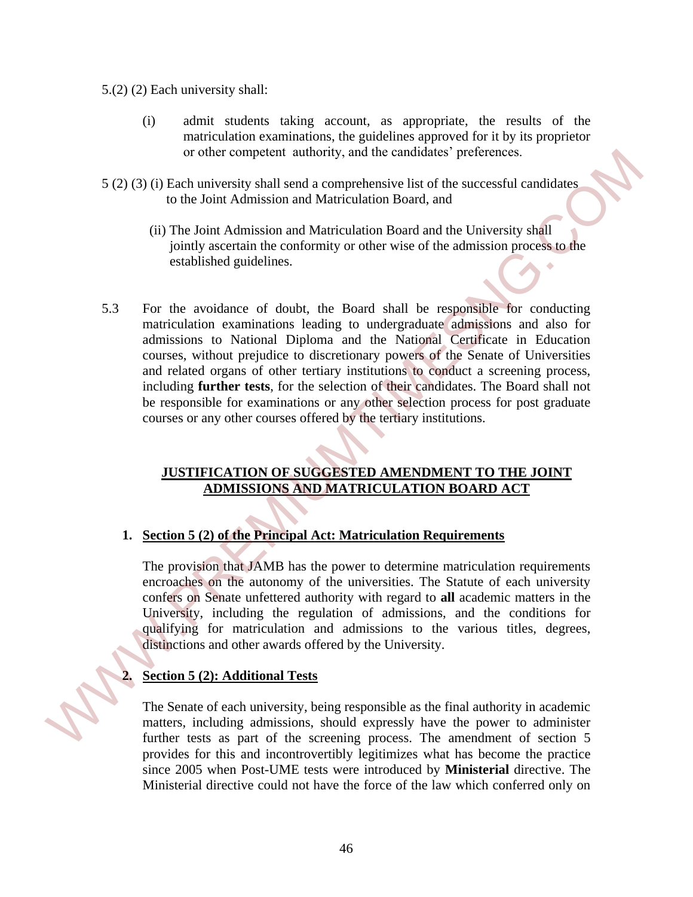5.(2) (2) Each university shall:

(i) admit students taking account, as appropriate, the results of the matriculation examinations, the guidelines approved for it by its proprietor or other competent authority, and the candidates' preferences.

5 (2) (3) (i) Each university shall send a comprehensive list of the successful candidates to the Joint Admission and Matriculation Board, and

(ii) The Joint Admission and Matriculation Board and the University shall jointly ascertain the conformity or other wise of the admission process to the established guidelines.

5.3 For the avoidance of doubt, the Board shall be responsible for conducting matriculation examinations leading to undergraduate admissions and also for admissions to National Diploma and the National Certificate in Education courses, without prejudice to discretionary powers of the Senate of Universities and related organs of other tertiary institutions to conduct a screening process, including **further tests**, for the selection of their candidates. The Board shall not be responsible for examinations or any other selection process for post graduate courses or any other courses offered by the tertiary institutions.

## JUSTIFICATION OF SUGGESTED AMENDMENT TO THE JOINT ADMISSIONS AND MATRICULATION BOARD ACT

### 1. Section 5 (2) of the Principal Act: Matriculation Requirements

The provision that JAMB has the power to determine matriculation requirements encroaches on the autonomy of the universities. The Statute of each university confers on Senate unfettered authority with regard to **all** academic matters in the University, including the regulation of admissions, and the conditions for qualifying for matriculation and admissions to the various titles, degrees, distinctions and other awards offered by the University.

### 2. Section 5 (2): Additional Tests

The Senate of each university, being responsible as the final authority in academic matters, including admissions, should expressly have the power to administer further tests as part of the screening process. The amendment of section 5 provides for this and incontrovertibly legitimizes what has become the practice since 2005 when Post-UME tests were introduced by **Ministerial** directive. The Ministerial directive could not have the force of the law which conferred only on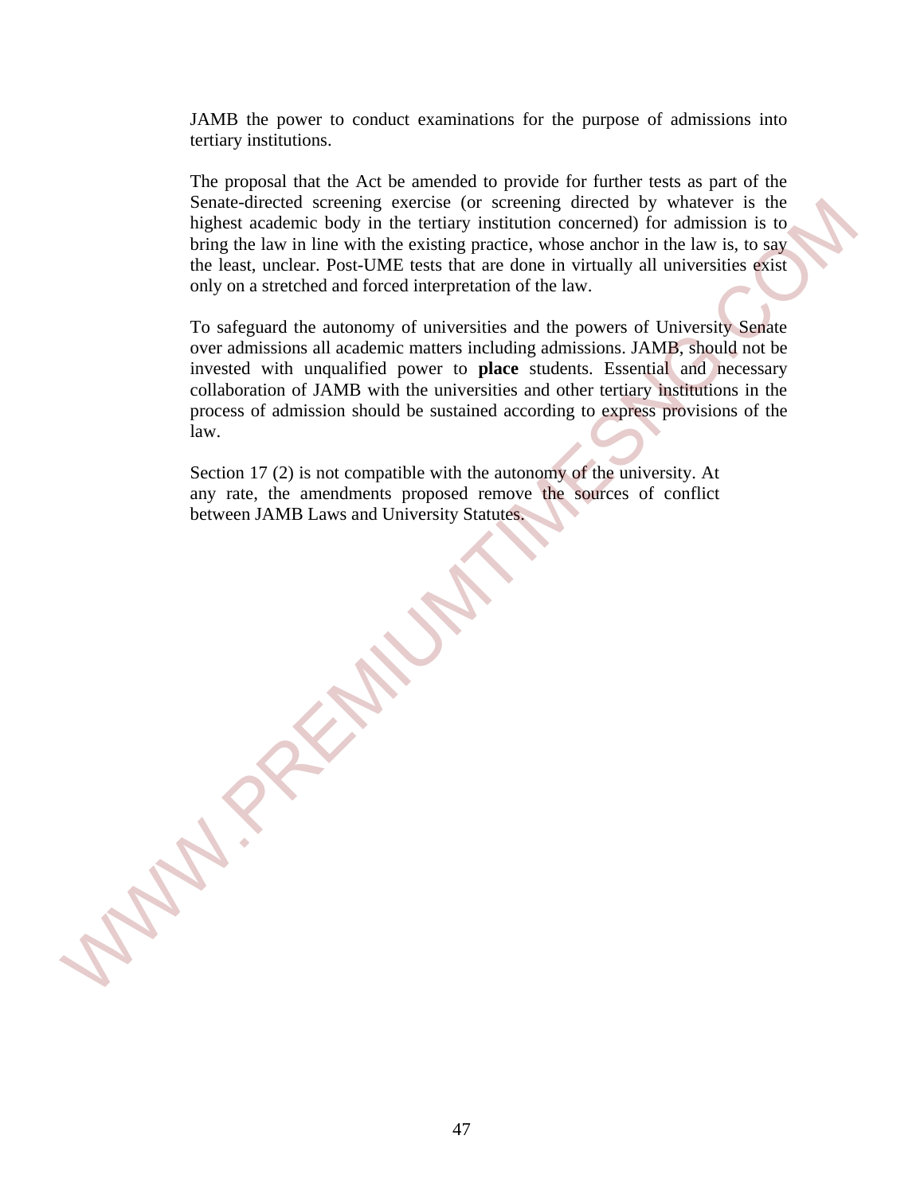JAMB the power to conduct examinations for the purpose of admissions into tertiary institutions.

The proposal that the Act be amended to provide for further tests as part of the Senate-directed screening exercise (or screening directed by whatever is the highest academic body in the tertiary institution concerned) for admission is to bring the law in line with the existing practice, whose anchor in the law is, to say the least, unclear. Post-UME tests that are done in virtually all universities exist only on a stretched and forced interpretation of the law.

To safeguard the autonomy of universities and the powers of University Senate over admissions all academic matters including admissions. JAMB, should not be invested with unqualified power to **place** students. Essential and necessary collaboration of JAMB with the universities and other tertiary institutions in the process of admission should be sustained according to express provisions of the law.

Section 17 (2) is not compatible with the autonomy of the university. At any rate, the amendments proposed remove the sources of conflict between JAMB Laws and University Statutes.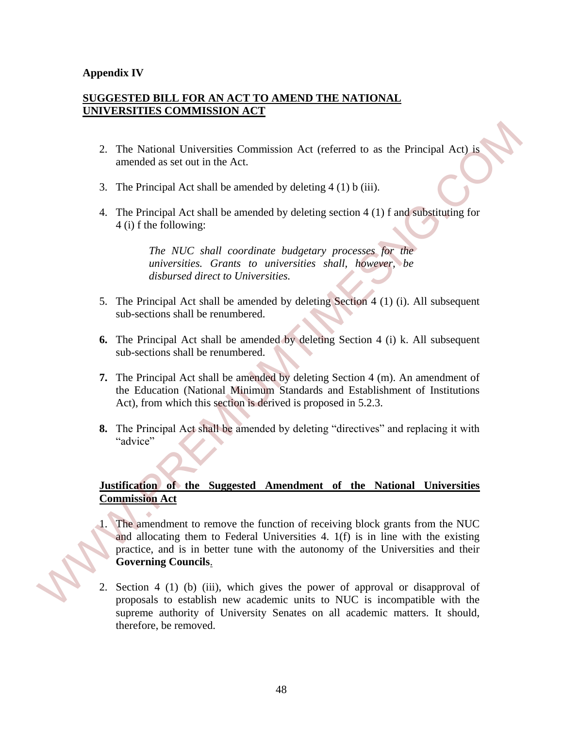**Appendix IV**

**SUGGESTED BILL FOR AN ACT TO AMEND THE NATIONAL UNIVERSITIES COMMISSION ACT**

2. The National Universities Commission Act (referred to as the Principal Act) is amended as set out in the Act.

3. The Principal Act shall be amended by deleting 4 (1) b (iii).

4. The Principal Act shall be amended by deleting section 4 (1) f and substituting for 4 (i) f the following:

   > *The NUC shall coordinate budgetary processes for the universities. Grants to universities shall, however, be disbursed direct to Universities.*

5. The Principal Act shall be amended by deleting Section 4 (1) (i). All subsequent sub-sections shall be renumbered.

6. The Principal Act shall be amended by deleting Section 4 (i) k. All subsequent sub-sections shall be renumbered.

7. The Principal Act shall be amended by deleting Section 4 (m). An amendment of the Education (National Minimum Standards and Establishment of Institutions Act), from which this section is derived is proposed in 5.2.3.

8. The Principal Act shall be amended by deleting "directives" and replacing it with "advice"

**Justification of the Suggested Amendment of the National Universities Commission Act**

1. The amendment to remove the function of receiving block grants from the NUC and allocating them to Federal Universities 4. 1(f) is in line with the existing practice, and is in better tune with the autonomy of the Universities and their **Governing Councils**.

2. Section 4 (1) (b) (iii), which gives the power of approval or disapproval of proposals to establish new academic units to NUC is incompatible with the supreme authority of University Senates on all academic matters. It should, therefore, be removed.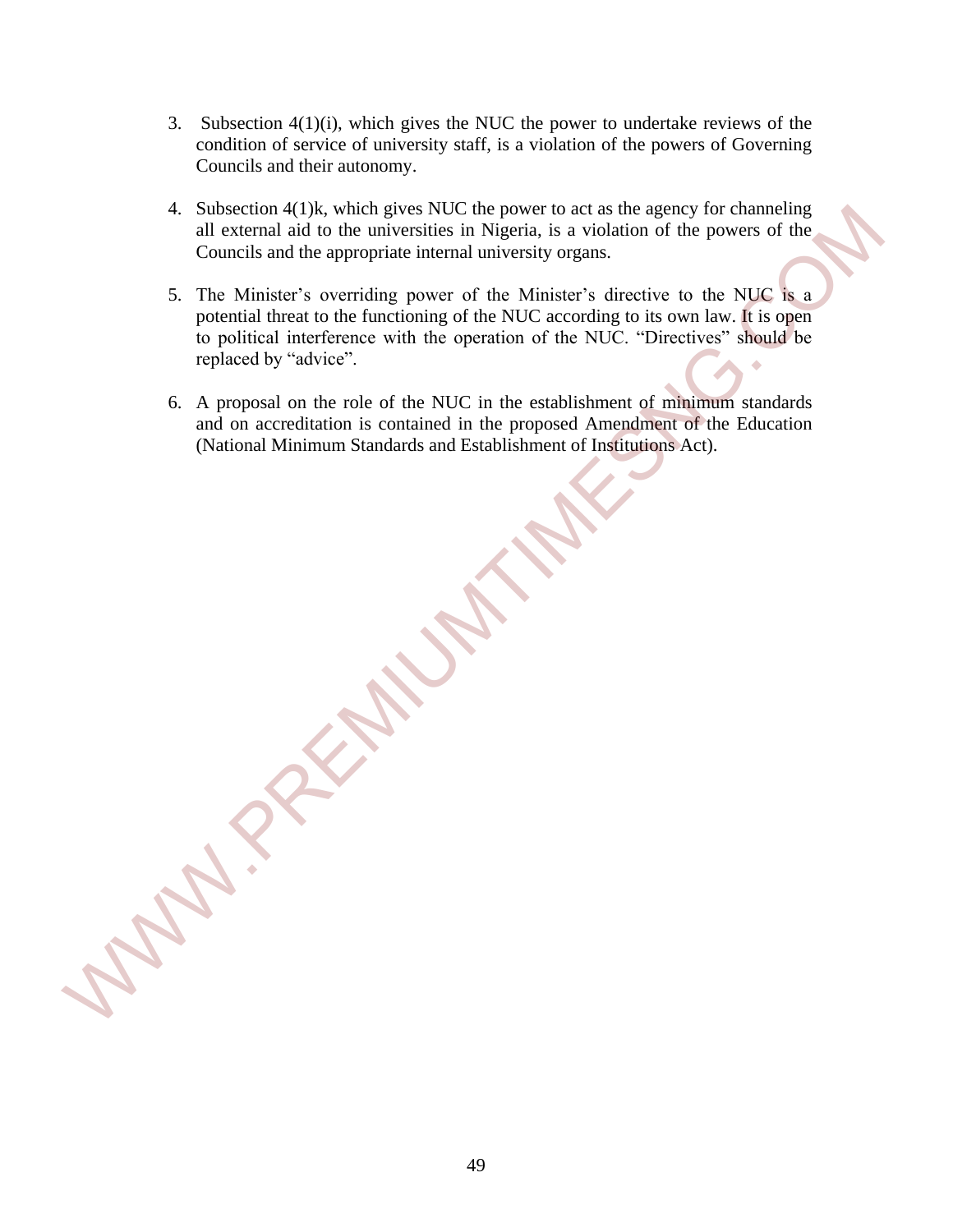3. Subsection 4(1)(i), which gives the NUC the power to undertake reviews of the condition of service of university staff, is a violation of the powers of Governing Councils and their autonomy.

4. Subsection 4(1)k, which gives NUC the power to act as the agency for channeling all external aid to the universities in Nigeria, is a violation of the powers of the Councils and the appropriate internal university organs.

5. The Minister's overriding power of the Minister's directive to the NUC is a potential threat to the functioning of the NUC according to its own law. It is open to political interference with the operation of the NUC. "Directives" should be replaced by "advice".

6. A proposal on the role of the NUC in the establishment of minimum standards and on accreditation is contained in the proposed Amendment of the Education (National Minimum Standards and Establishment of Institutions Act).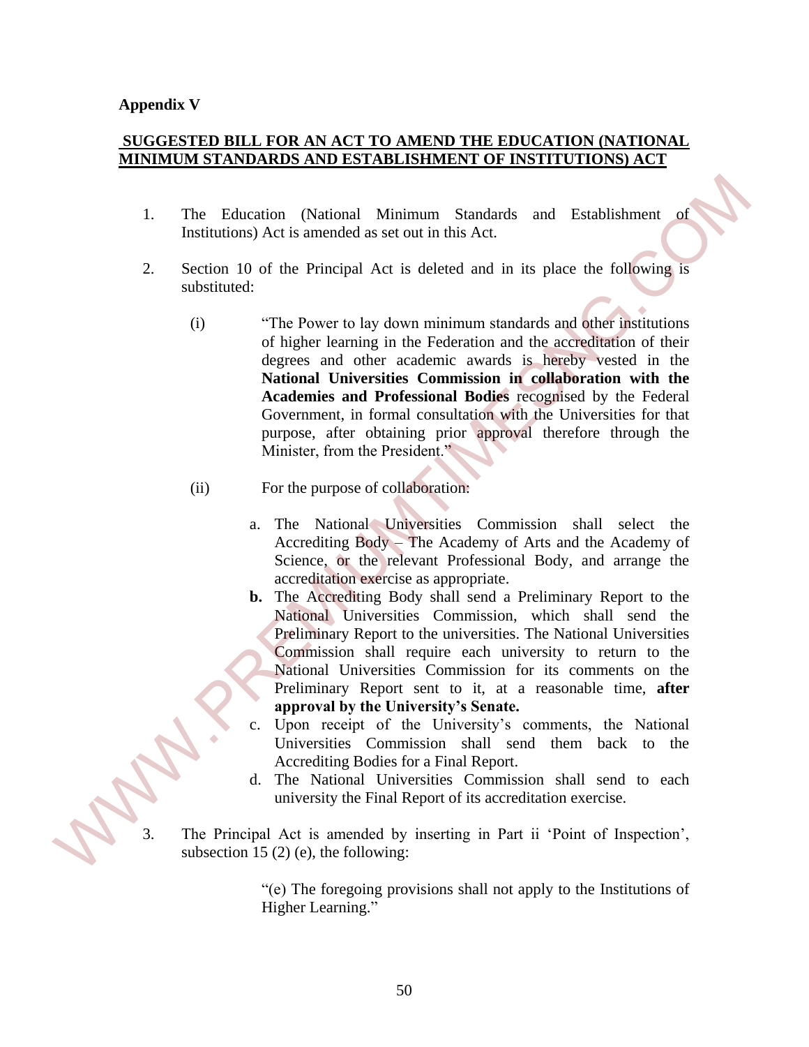**Appendix V**

**SUGGESTED BILL FOR AN ACT TO AMEND THE EDUCATION (NATIONAL MINIMUM STANDARDS AND ESTABLISHMENT OF INSTITUTIONS) ACT**

1. The Education (National Minimum Standards and Establishment of Institutions) Act is amended as set out in this Act.

2. Section 10 of the Principal Act is deleted and in its place the following is substituted:

   (i) "The Power to lay down minimum standards and other institutions of higher learning in the Federation and the accreditation of their degrees and other academic awards is hereby vested in the **National Universities Commission in collaboration with the Academies and Professional Bodies** recognised by the Federal Government, in formal consultation with the Universities for that purpose, after obtaining prior approval therefore through the Minister, from the President."

   (ii) For the purpose of collaboration:

      a. The National Universities Commission shall select the Accrediting Body – The Academy of Arts and the Academy of Science, or the relevant Professional Body, and arrange the accreditation exercise as appropriate.
      **b.** The Accrediting Body shall send a Preliminary Report to the National Universities Commission, which shall send the Preliminary Report to the universities. The National Universities Commission shall require each university to return to the National Universities Commission for its comments on the Preliminary Report sent to it, at a reasonable time, **after approval by the University's Senate.**
      c. Upon receipt of the University's comments, the National Universities Commission shall send them back to the Accrediting Bodies for a Final Report.
      d. The National Universities Commission shall send to each university the Final Report of its accreditation exercise.

3. The Principal Act is amended by inserting in Part ii 'Point of Inspection', subsection 15 (2) (e), the following:

   "(e) The foregoing provisions shall not apply to the Institutions of Higher Learning."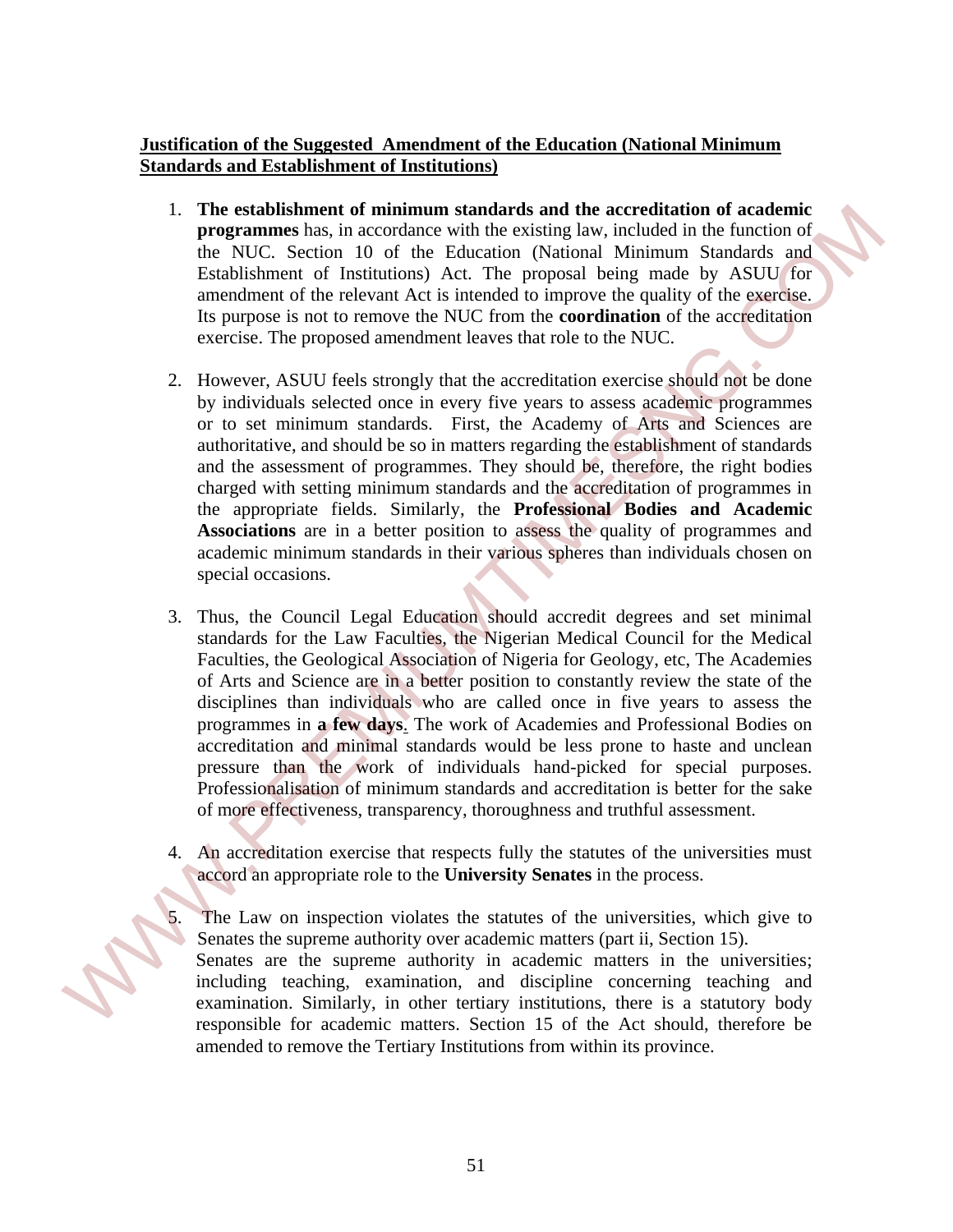**Justification of the Suggested Amendment of the Education (National Minimum Standards and Establishment of Institutions)**

1. **The establishment of minimum standards and the accreditation of academic programmes** has, in accordance with the existing law, included in the function of the NUC. Section 10 of the Education (National Minimum Standards and Establishment of Institutions) Act. The proposal being made by ASUU for amendment of the relevant Act is intended to improve the quality of the exercise. Its purpose is not to remove the NUC from the **coordination** of the accreditation exercise. The proposed amendment leaves that role to the NUC.

2. However, ASUU feels strongly that the accreditation exercise should not be done by individuals selected once in every five years to assess academic programmes or to set minimum standards. First, the Academy of Arts and Sciences are authoritative, and should be so in matters regarding the establishment of standards and the assessment of programmes. They should be, therefore, the right bodies charged with setting minimum standards and the accreditation of programmes in the appropriate fields. Similarly, the **Professional Bodies and Academic Associations** are in a better position to assess the quality of programmes and academic minimum standards in their various spheres than individuals chosen on special occasions.

3. Thus, the Council Legal Education should accredit degrees and set minimal standards for the Law Faculties, the Nigerian Medical Council for the Medical Faculties, the Geological Association of Nigeria for Geology, etc, The Academies of Arts and Science are in a better position to constantly review the state of the disciplines than individuals who are called once in five years to assess the programmes in **a few days**. The work of Academies and Professional Bodies on accreditation and minimal standards would be less prone to haste and unclean pressure than the work of individuals hand-picked for special purposes. Professionalisation of minimum standards and accreditation is better for the sake of more effectiveness, transparency, thoroughness and truthful assessment.

4. An accreditation exercise that respects fully the statutes of the universities must accord an appropriate role to the **University Senates** in the process.

5. The Law on inspection violates the statutes of the universities, which give to Senates the supreme authority over academic matters (part ii, Section 15).
   Senates are the supreme authority in academic matters in the universities; including teaching, examination, and discipline concerning teaching and examination. Similarly, in other tertiary institutions, there is a statutory body responsible for academic matters. Section 15 of the Act should, therefore be amended to remove the Tertiary Institutions from within its province.